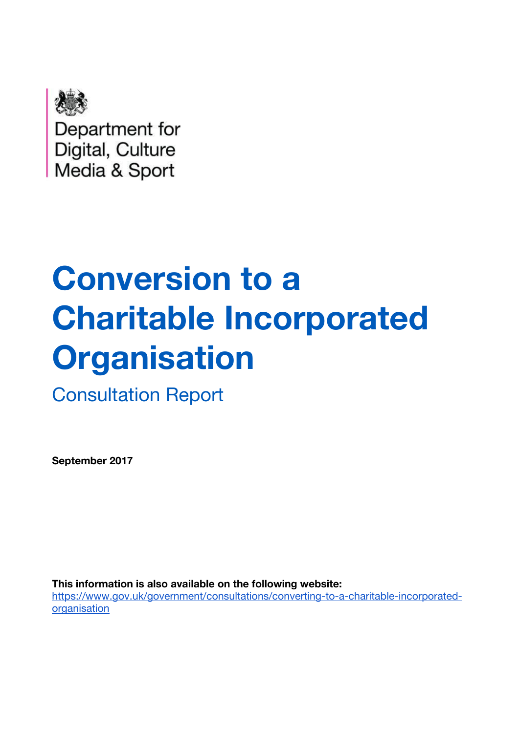Department for Digital, Culture Media & Sport

# Conversion to a Charitable Incorporated Organisation

## Consultation Report

**September 2017**

**This information is also available on the following website:**
https://www.gov.uk/government/consultations/converting-to-a-charitable-incorporated-organisation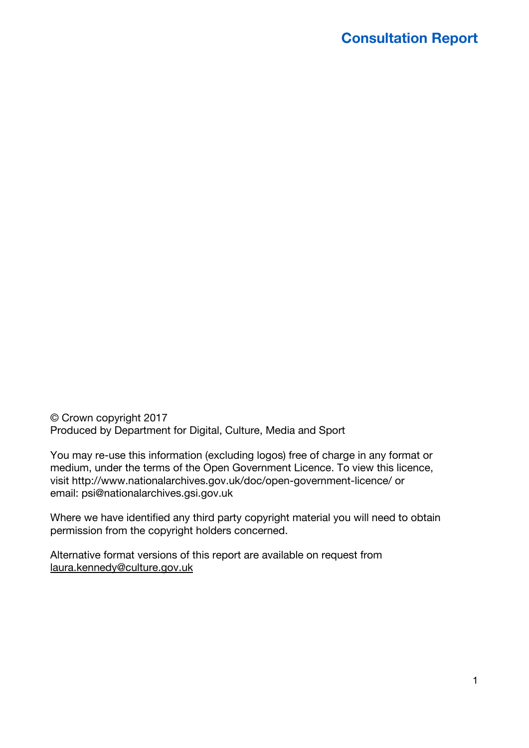© Crown copyright 2017
Produced by Department for Digital, Culture, Media and Sport

You may re-use this information (excluding logos) free of charge in any format or medium, under the terms of the Open Government Licence. To view this licence, visit http://www.nationalarchives.gov.uk/doc/open-government-licence/ or email: psi@nationalarchives.gsi.gov.uk

Where we have identified any third party copyright material you will need to obtain permission from the copyright holders concerned.

Alternative format versions of this report are available on request from laura.kennedy@culture.gov.uk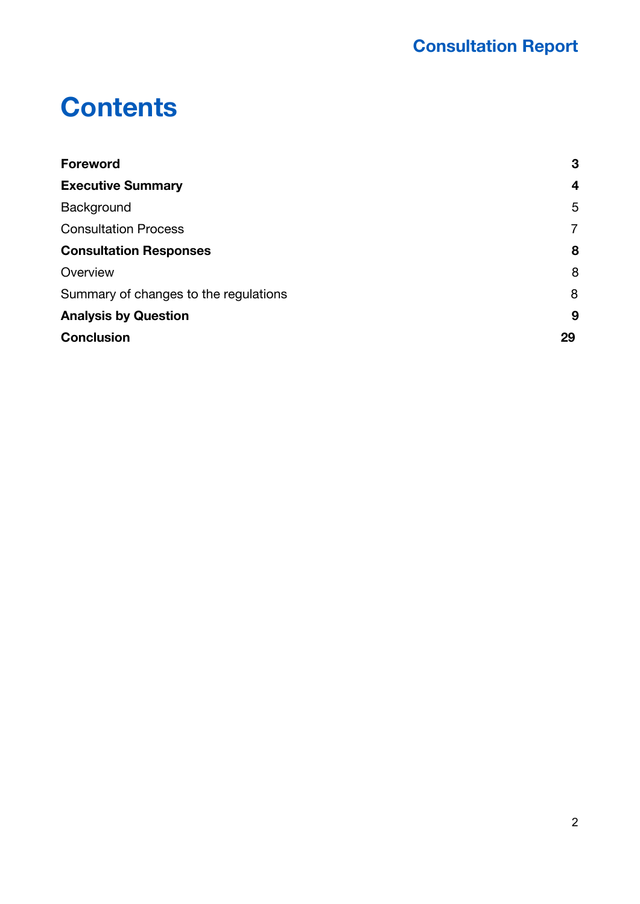# Contents

| | |
|---|---|
| **Foreword** | **3** |
| **Executive Summary** | **4** |
| Background | 5 |
| Consultation Process | 7 |
| **Consultation Responses** | **8** |
| Overview | 8 |
| Summary of changes to the regulations | 8 |
| **Analysis by Question** | **9** |
| **Conclusion** | **29** |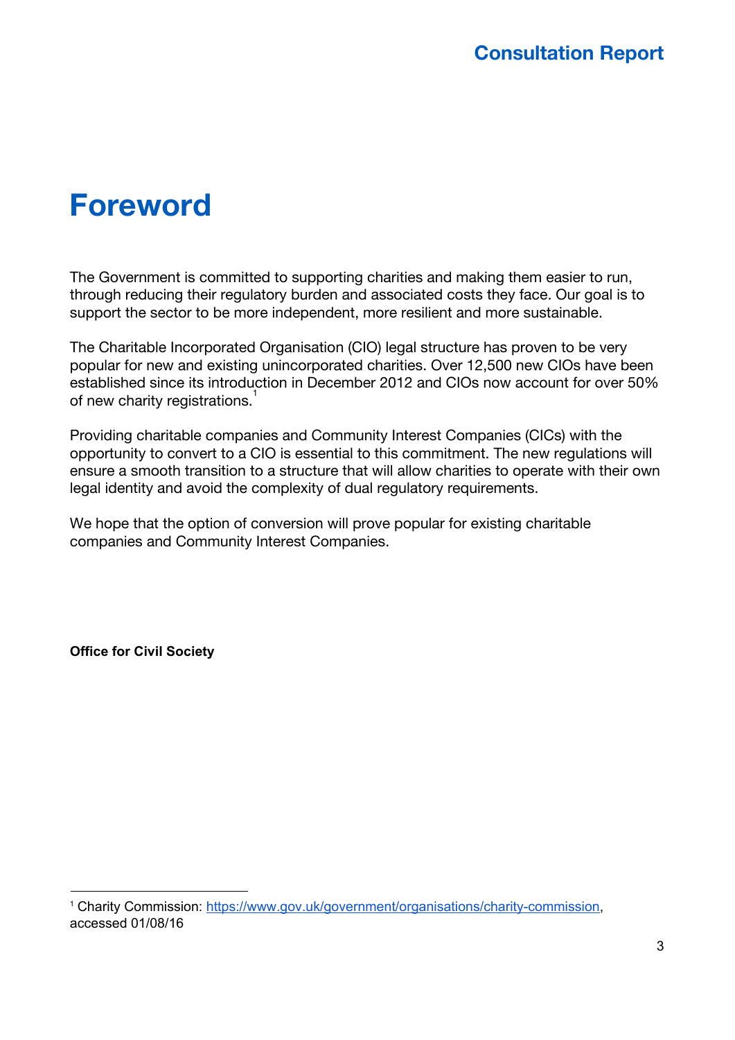# Foreword

The Government is committed to supporting charities and making them easier to run, through reducing their regulatory burden and associated costs they face. Our goal is to support the sector to be more independent, more resilient and more sustainable.

The Charitable Incorporated Organisation (CIO) legal structure has proven to be very popular for new and existing unincorporated charities. Over 12,500 new CIOs have been established since its introduction in December 2012 and CIOs now account for over 50% of new charity registrations.[1]

Providing charitable companies and Community Interest Companies (CICs) with the opportunity to convert to a CIO is essential to this commitment. The new regulations will ensure a smooth transition to a structure that will allow charities to operate with their own legal identity and avoid the complexity of dual regulatory requirements.

We hope that the option of conversion will prove popular for existing charitable companies and Community Interest Companies.

**Office for Civil Society**

[1] Charity Commission: https://www.gov.uk/government/organisations/charity-commission, accessed 01/08/16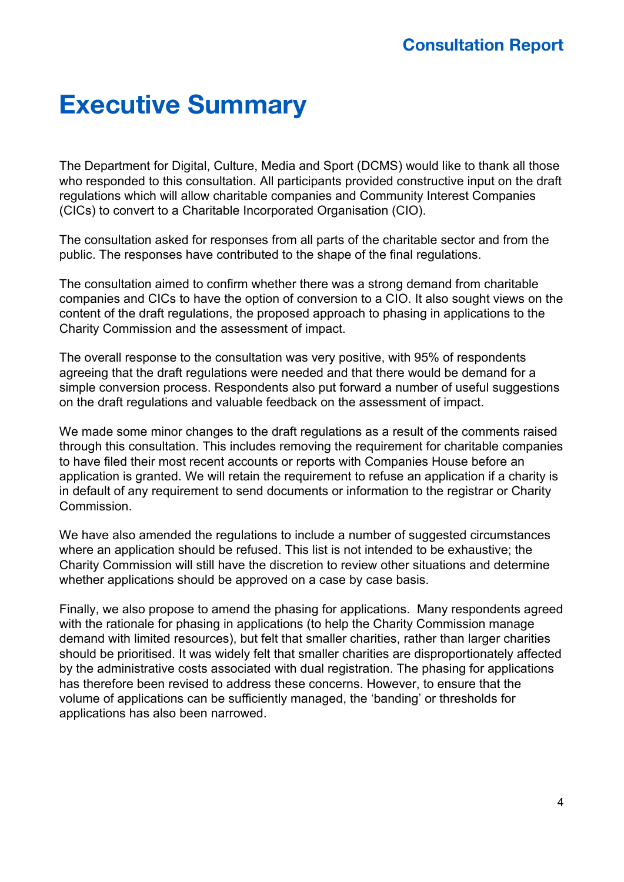# Executive Summary

The Department for Digital, Culture, Media and Sport (DCMS) would like to thank all those who responded to this consultation. All participants provided constructive input on the draft regulations which will allow charitable companies and Community Interest Companies (CICs) to convert to a Charitable Incorporated Organisation (CIO).

The consultation asked for responses from all parts of the charitable sector and from the public. The responses have contributed to the shape of the final regulations.

The consultation aimed to confirm whether there was a strong demand from charitable companies and CICs to have the option of conversion to a CIO. It also sought views on the content of the draft regulations, the proposed approach to phasing in applications to the Charity Commission and the assessment of impact.

The overall response to the consultation was very positive, with 95% of respondents agreeing that the draft regulations were needed and that there would be demand for a simple conversion process. Respondents also put forward a number of useful suggestions on the draft regulations and valuable feedback on the assessment of impact.

We made some minor changes to the draft regulations as a result of the comments raised through this consultation. This includes removing the requirement for charitable companies to have filed their most recent accounts or reports with Companies House before an application is granted. We will retain the requirement to refuse an application if a charity is in default of any requirement to send documents or information to the registrar or Charity Commission.

We have also amended the regulations to include a number of suggested circumstances where an application should be refused. This list is not intended to be exhaustive; the Charity Commission will still have the discretion to review other situations and determine whether applications should be approved on a case by case basis.

Finally, we also propose to amend the phasing for applications. Many respondents agreed with the rationale for phasing in applications (to help the Charity Commission manage demand with limited resources), but felt that smaller charities, rather than larger charities should be prioritised. It was widely felt that smaller charities are disproportionately affected by the administrative costs associated with dual registration. The phasing for applications has therefore been revised to address these concerns. However, to ensure that the volume of applications can be sufficiently managed, the 'banding' or thresholds for applications has also been narrowed.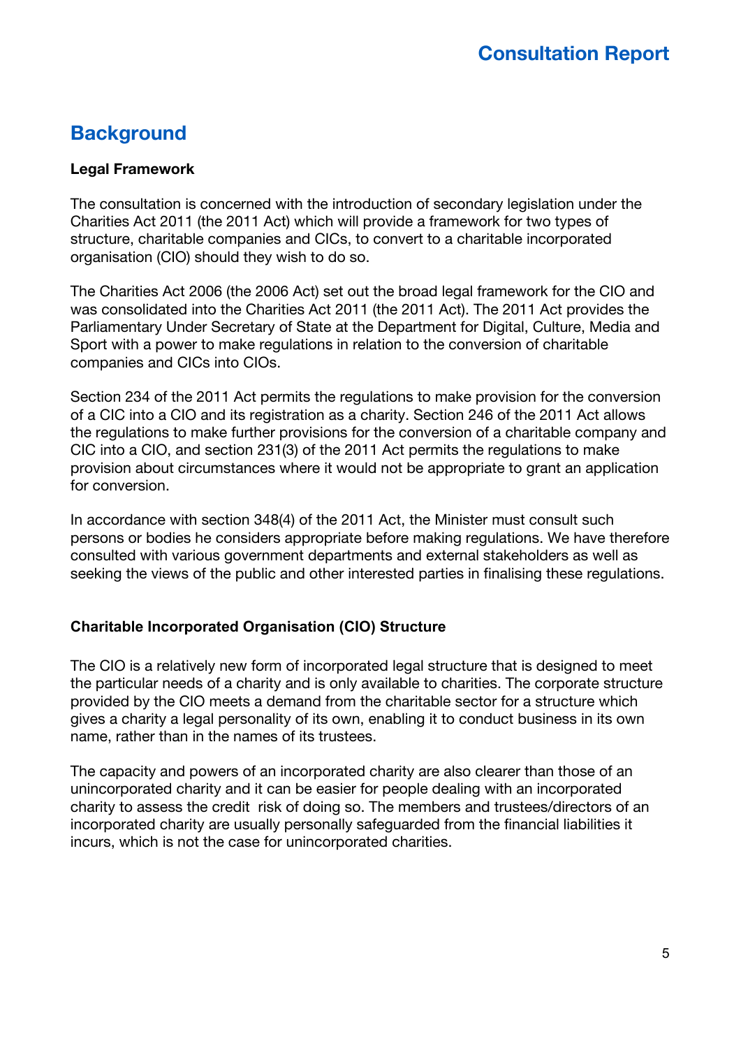## Background

**Legal Framework**

The consultation is concerned with the introduction of secondary legislation under the Charities Act 2011 (the 2011 Act) which will provide a framework for two types of structure, charitable companies and CICs, to convert to a charitable incorporated organisation (CIO) should they wish to do so.

The Charities Act 2006 (the 2006 Act) set out the broad legal framework for the CIO and was consolidated into the Charities Act 2011 (the 2011 Act). The 2011 Act provides the Parliamentary Under Secretary of State at the Department for Digital, Culture, Media and Sport with a power to make regulations in relation to the conversion of charitable companies and CICs into CIOs.

Section 234 of the 2011 Act permits the regulations to make provision for the conversion of a CIC into a CIO and its registration as a charity. Section 246 of the 2011 Act allows the regulations to make further provisions for the conversion of a charitable company and CIC into a CIO, and section 231(3) of the 2011 Act permits the regulations to make provision about circumstances where it would not be appropriate to grant an application for conversion.

In accordance with section 348(4) of the 2011 Act, the Minister must consult such persons or bodies he considers appropriate before making regulations. We have therefore consulted with various government departments and external stakeholders as well as seeking the views of the public and other interested parties in finalising these regulations.

**Charitable Incorporated Organisation (CIO) Structure**

The CIO is a relatively new form of incorporated legal structure that is designed to meet the particular needs of a charity and is only available to charities. The corporate structure provided by the CIO meets a demand from the charitable sector for a structure which gives a charity a legal personality of its own, enabling it to conduct business in its own name, rather than in the names of its trustees.

The capacity and powers of an incorporated charity are also clearer than those of an unincorporated charity and it can be easier for people dealing with an incorporated charity to assess the credit risk of doing so. The members and trustees/directors of an incorporated charity are usually personally safeguarded from the financial liabilities it incurs, which is not the case for unincorporated charities.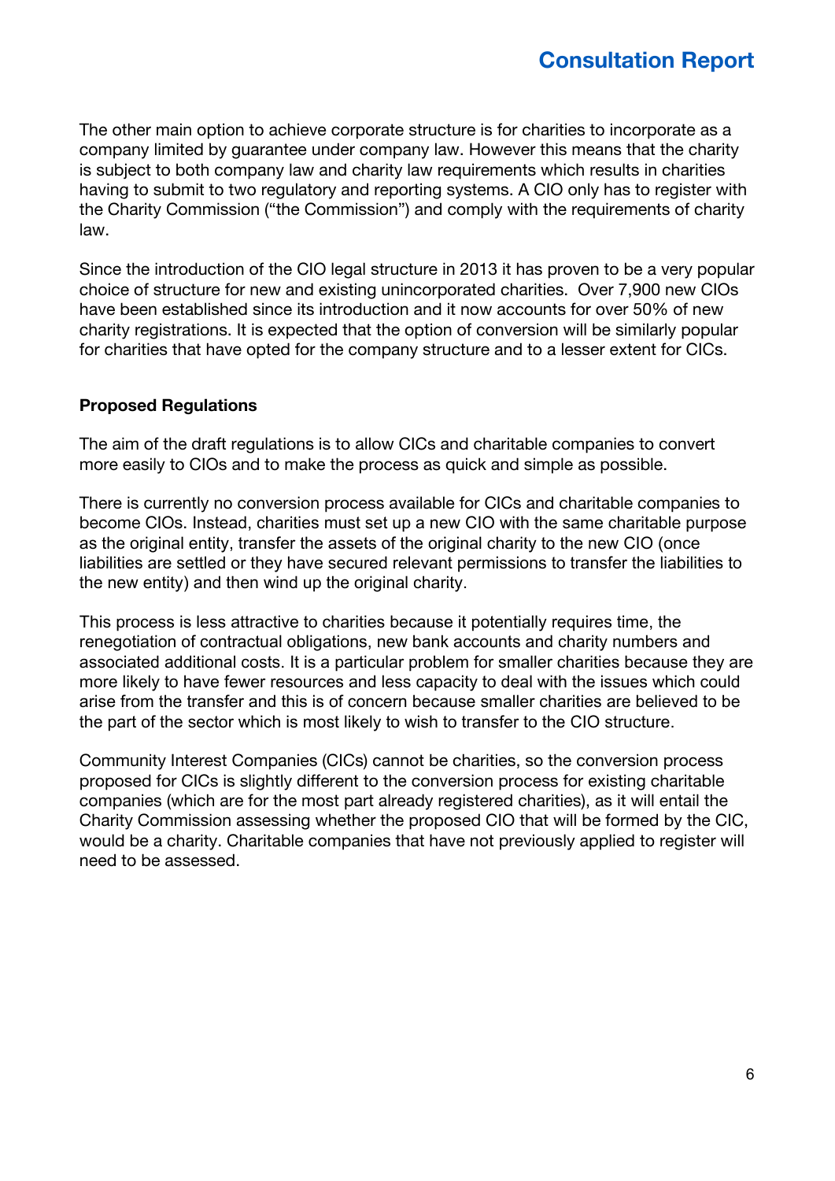The other main option to achieve corporate structure is for charities to incorporate as a company limited by guarantee under company law. However this means that the charity is subject to both company law and charity law requirements which results in charities having to submit to two regulatory and reporting systems. A CIO only has to register with the Charity Commission ("the Commission") and comply with the requirements of charity law.

Since the introduction of the CIO legal structure in 2013 it has proven to be a very popular choice of structure for new and existing unincorporated charities. Over 7,900 new CIOs have been established since its introduction and it now accounts for over 50% of new charity registrations. It is expected that the option of conversion will be similarly popular for charities that have opted for the company structure and to a lesser extent for CICs.

**Proposed Regulations**

The aim of the draft regulations is to allow CICs and charitable companies to convert more easily to CIOs and to make the process as quick and simple as possible.

There is currently no conversion process available for CICs and charitable companies to become CIOs. Instead, charities must set up a new CIO with the same charitable purpose as the original entity, transfer the assets of the original charity to the new CIO (once liabilities are settled or they have secured relevant permissions to transfer the liabilities to the new entity) and then wind up the original charity.

This process is less attractive to charities because it potentially requires time, the renegotiation of contractual obligations, new bank accounts and charity numbers and associated additional costs. It is a particular problem for smaller charities because they are more likely to have fewer resources and less capacity to deal with the issues which could arise from the transfer and this is of concern because smaller charities are believed to be the part of the sector which is most likely to wish to transfer to the CIO structure.

Community Interest Companies (CICs) cannot be charities, so the conversion process proposed for CICs is slightly different to the conversion process for existing charitable companies (which are for the most part already registered charities), as it will entail the Charity Commission assessing whether the proposed CIO that will be formed by the CIC, would be a charity. Charitable companies that have not previously applied to register will need to be assessed.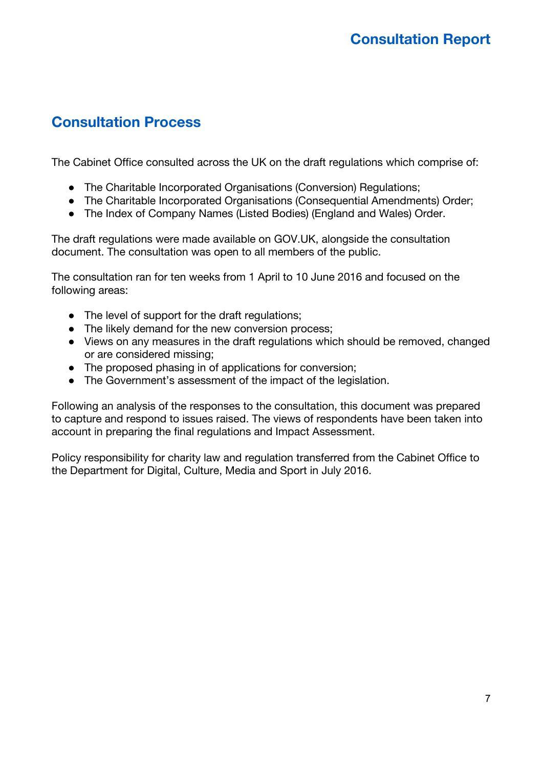## Consultation Process

The Cabinet Office consulted across the UK on the draft regulations which comprise of:

- The Charitable Incorporated Organisations (Conversion) Regulations;
- The Charitable Incorporated Organisations (Consequential Amendments) Order;
- The Index of Company Names (Listed Bodies) (England and Wales) Order.

The draft regulations were made available on GOV.UK, alongside the consultation document. The consultation was open to all members of the public.

The consultation ran for ten weeks from 1 April to 10 June 2016 and focused on the following areas:

- The level of support for the draft regulations;
- The likely demand for the new conversion process;
- Views on any measures in the draft regulations which should be removed, changed or are considered missing;
- The proposed phasing in of applications for conversion;
- The Government's assessment of the impact of the legislation.

Following an analysis of the responses to the consultation, this document was prepared to capture and respond to issues raised. The views of respondents have been taken into account in preparing the final regulations and Impact Assessment.

Policy responsibility for charity law and regulation transferred from the Cabinet Office to the Department for Digital, Culture, Media and Sport in July 2016.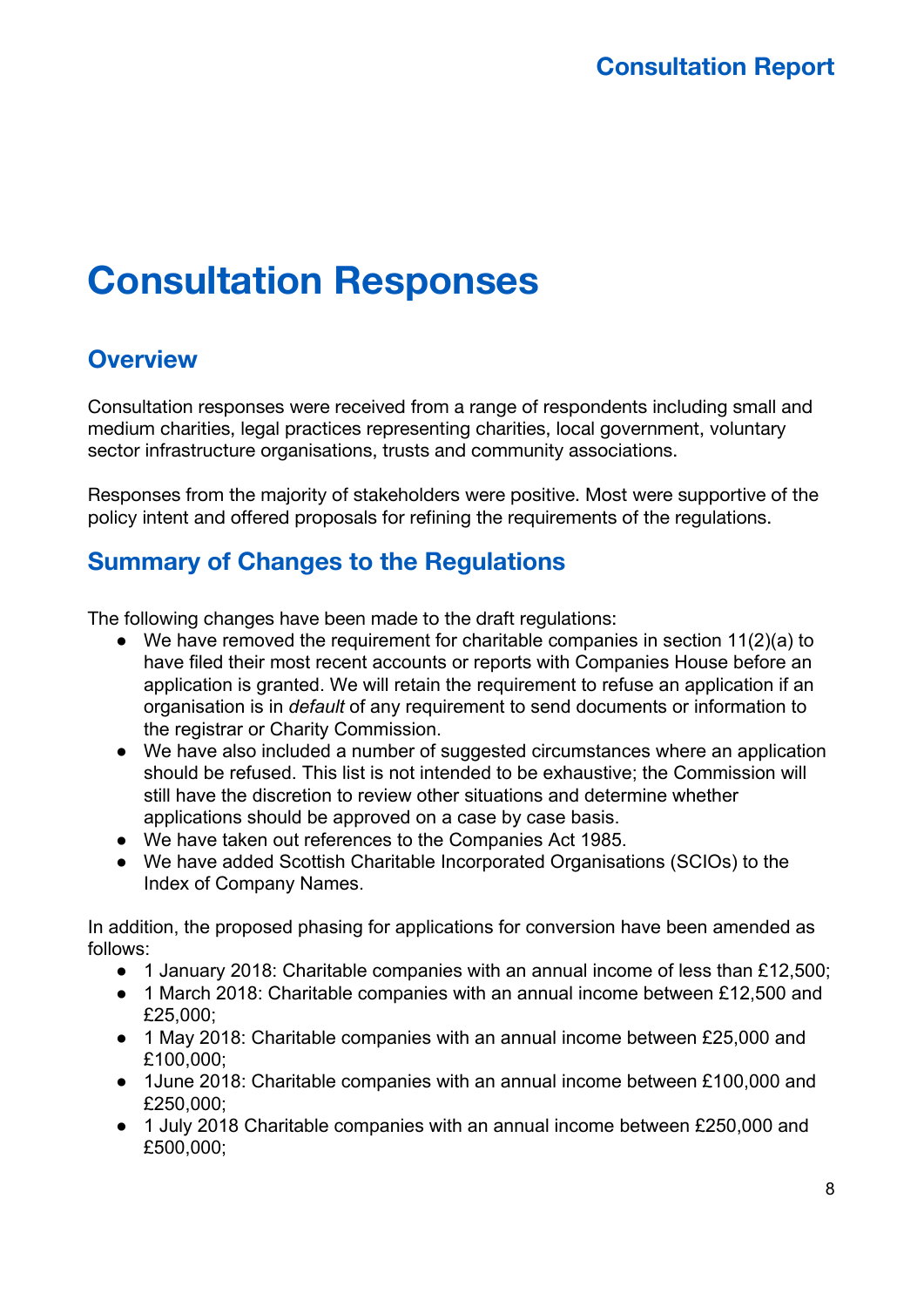# Consultation Responses

## Overview

Consultation responses were received from a range of respondents including small and medium charities, legal practices representing charities, local government, voluntary sector infrastructure organisations, trusts and community associations.

Responses from the majority of stakeholders were positive. Most were supportive of the policy intent and offered proposals for refining the requirements of the regulations.

## Summary of Changes to the Regulations

The following changes have been made to the draft regulations:

- We have removed the requirement for charitable companies in section 11(2)(a) to have filed their most recent accounts or reports with Companies House before an application is granted. We will retain the requirement to refuse an application if an organisation is in *default* of any requirement to send documents or information to the registrar or Charity Commission.
- We have also included a number of suggested circumstances where an application should be refused. This list is not intended to be exhaustive; the Commission will still have the discretion to review other situations and determine whether applications should be approved on a case by case basis.
- We have taken out references to the Companies Act 1985.
- We have added Scottish Charitable Incorporated Organisations (SCIOs) to the Index of Company Names.

In addition, the proposed phasing for applications for conversion have been amended as follows:

- 1 January 2018: Charitable companies with an annual income of less than £12,500;
- 1 March 2018: Charitable companies with an annual income between £12,500 and £25,000;
- 1 May 2018: Charitable companies with an annual income between £25,000 and £100,000;
- 1June 2018: Charitable companies with an annual income between £100,000 and £250,000;
- 1 July 2018 Charitable companies with an annual income between £250,000 and £500,000;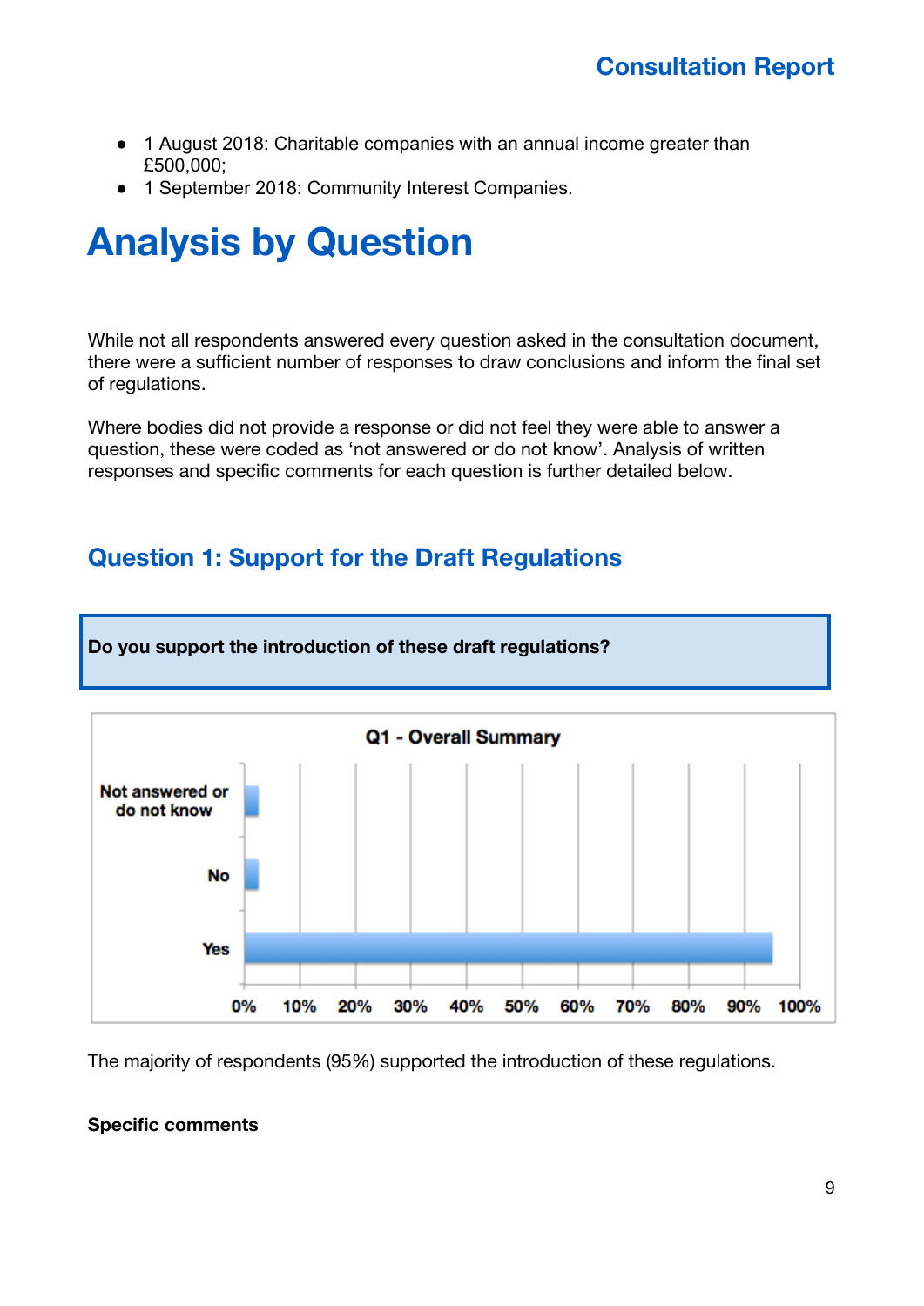- 1 August 2018: Charitable companies with an annual income greater than £500,000;
- 1 September 2018: Community Interest Companies.

# Analysis by Question

While not all respondents answered every question asked in the consultation document, there were a sufficient number of responses to draw conclusions and inform the final set of regulations.

Where bodies did not provide a response or did not feel they were able to answer a question, these were coded as 'not answered or do not know'. Analysis of written responses and specific comments for each question is further detailed below.

## Question 1: Support for the Draft Regulations

**Do you support the introduction of these draft regulations?**

**Q1 - Overall Summary**

| Response | Approx. % |
|---|---|
| Not answered or do not know | ~2% |
| No | ~2% |
| Yes | ~95% |

The majority of respondents (95%) supported the introduction of these regulations.

**Specific comments**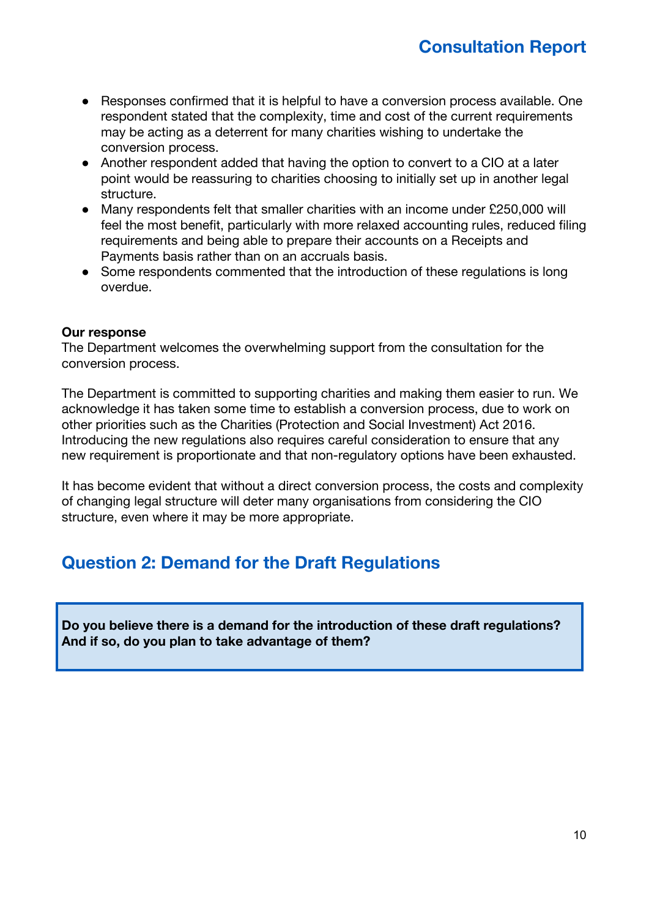- Responses confirmed that it is helpful to have a conversion process available. One respondent stated that the complexity, time and cost of the current requirements may be acting as a deterrent for many charities wishing to undertake the conversion process.
- Another respondent added that having the option to convert to a CIO at a later point would be reassuring to charities choosing to initially set up in another legal structure.
- Many respondents felt that smaller charities with an income under £250,000 will feel the most benefit, particularly with more relaxed accounting rules, reduced filing requirements and being able to prepare their accounts on a Receipts and Payments basis rather than on an accruals basis.
- Some respondents commented that the introduction of these regulations is long overdue.

**Our response**

The Department welcomes the overwhelming support from the consultation for the conversion process.

The Department is committed to supporting charities and making them easier to run. We acknowledge it has taken some time to establish a conversion process, due to work on other priorities such as the Charities (Protection and Social Investment) Act 2016. Introducing the new regulations also requires careful consideration to ensure that any new requirement is proportionate and that non-regulatory options have been exhausted.

It has become evident that without a direct conversion process, the costs and complexity of changing legal structure will deter many organisations from considering the CIO structure, even where it may be more appropriate.

## Question 2: Demand for the Draft Regulations

**Do you believe there is a demand for the introduction of these draft regulations? And if so, do you plan to take advantage of them?**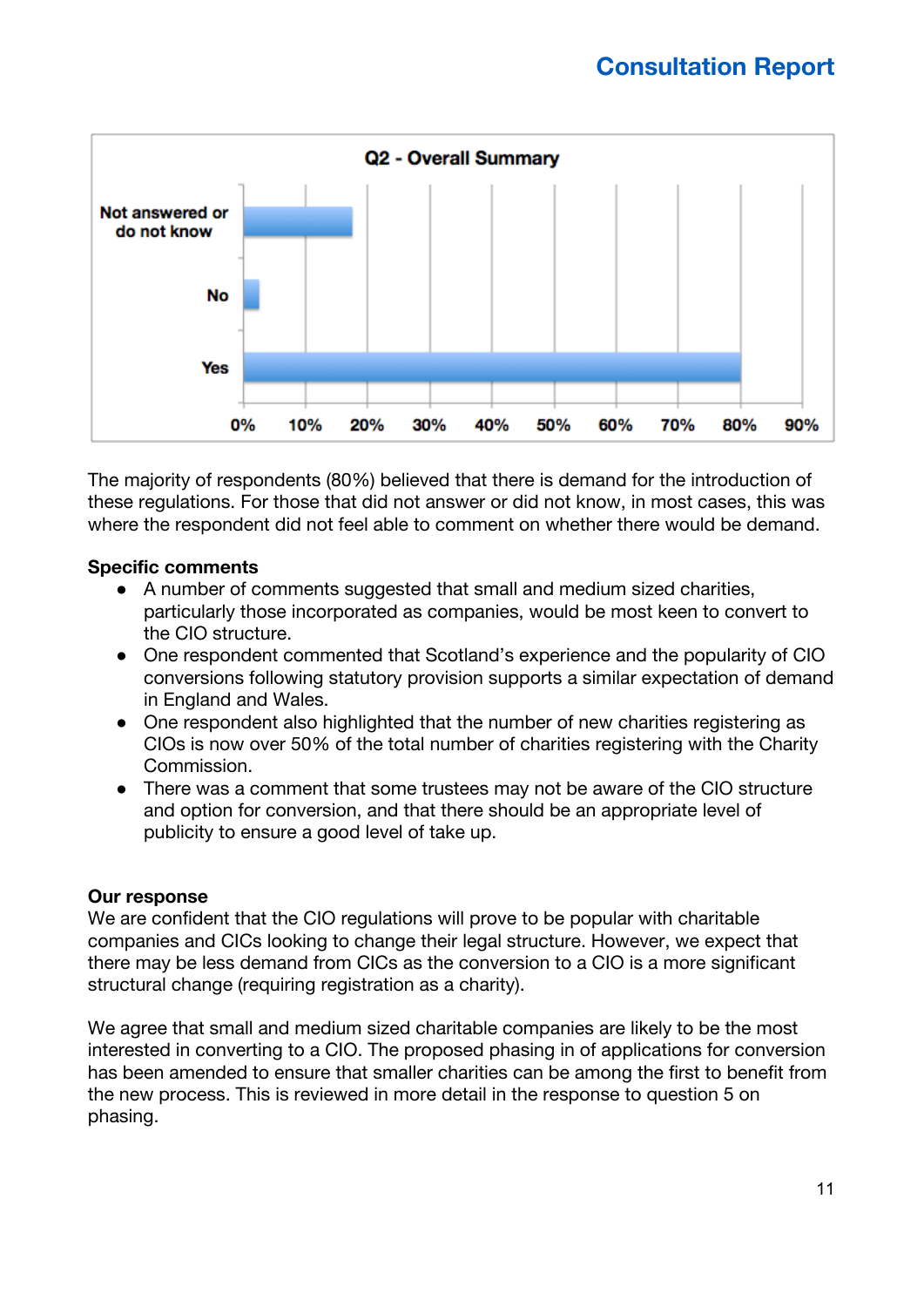**Q2 - Overall Summary**

| Response | Percentage |
| --- | --- |
| Not answered or do not know | ~18% |
| No | ~2% |
| Yes | 80% |

The majority of respondents (80%) believed that there is demand for the introduction of these regulations. For those that did not answer or did not know, in most cases, this was where the respondent did not feel able to comment on whether there would be demand.

**Specific comments**

- A number of comments suggested that small and medium sized charities, particularly those incorporated as companies, would be most keen to convert to the CIO structure.
- One respondent commented that Scotland's experience and the popularity of CIO conversions following statutory provision supports a similar expectation of demand in England and Wales.
- One respondent also highlighted that the number of new charities registering as CIOs is now over 50% of the total number of charities registering with the Charity Commission.
- There was a comment that some trustees may not be aware of the CIO structure and option for conversion, and that there should be an appropriate level of publicity to ensure a good level of take up.

**Our response**

We are confident that the CIO regulations will prove to be popular with charitable companies and CICs looking to change their legal structure. However, we expect that there may be less demand from CICs as the conversion to a CIO is a more significant structural change (requiring registration as a charity).

We agree that small and medium sized charitable companies are likely to be the most interested in converting to a CIO. The proposed phasing in of applications for conversion has been amended to ensure that smaller charities can be among the first to benefit from the new process. This is reviewed in more detail in the response to question 5 on phasing.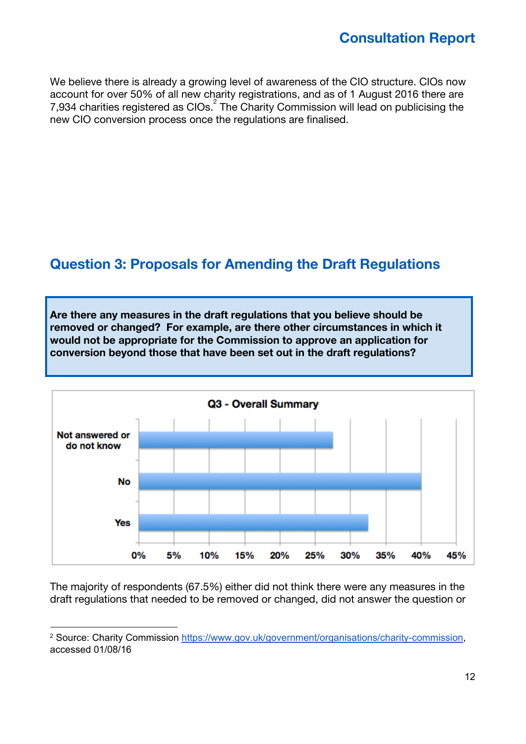We believe there is already a growing level of awareness of the CIO structure. CIOs now account for over 50% of all new charity registrations, and as of 1 August 2016 there are 7,934 charities registered as CIOs.[2] The Charity Commission will lead on publicising the new CIO conversion process once the regulations are finalised.

## Question 3: Proposals for Amending the Draft Regulations

**Are there any measures in the draft regulations that you believe should be removed or changed? For example, are there other circumstances in which it would not be appropriate for the Commission to approve an application for conversion beyond those that have been set out in the draft regulations?**

**Q3 - Overall Summary**

| Response | Percentage (approx.) |
|---|---|
| Not answered or do not know | 27.5% |
| No | 40% |
| Yes | 32.5% |

The majority of respondents (67.5%) either did not think there were any measures in the draft regulations that needed to be removed or changed, did not answer the question or

[2] Source: Charity Commission https://www.gov.uk/government/organisations/charity-commission, accessed 01/08/16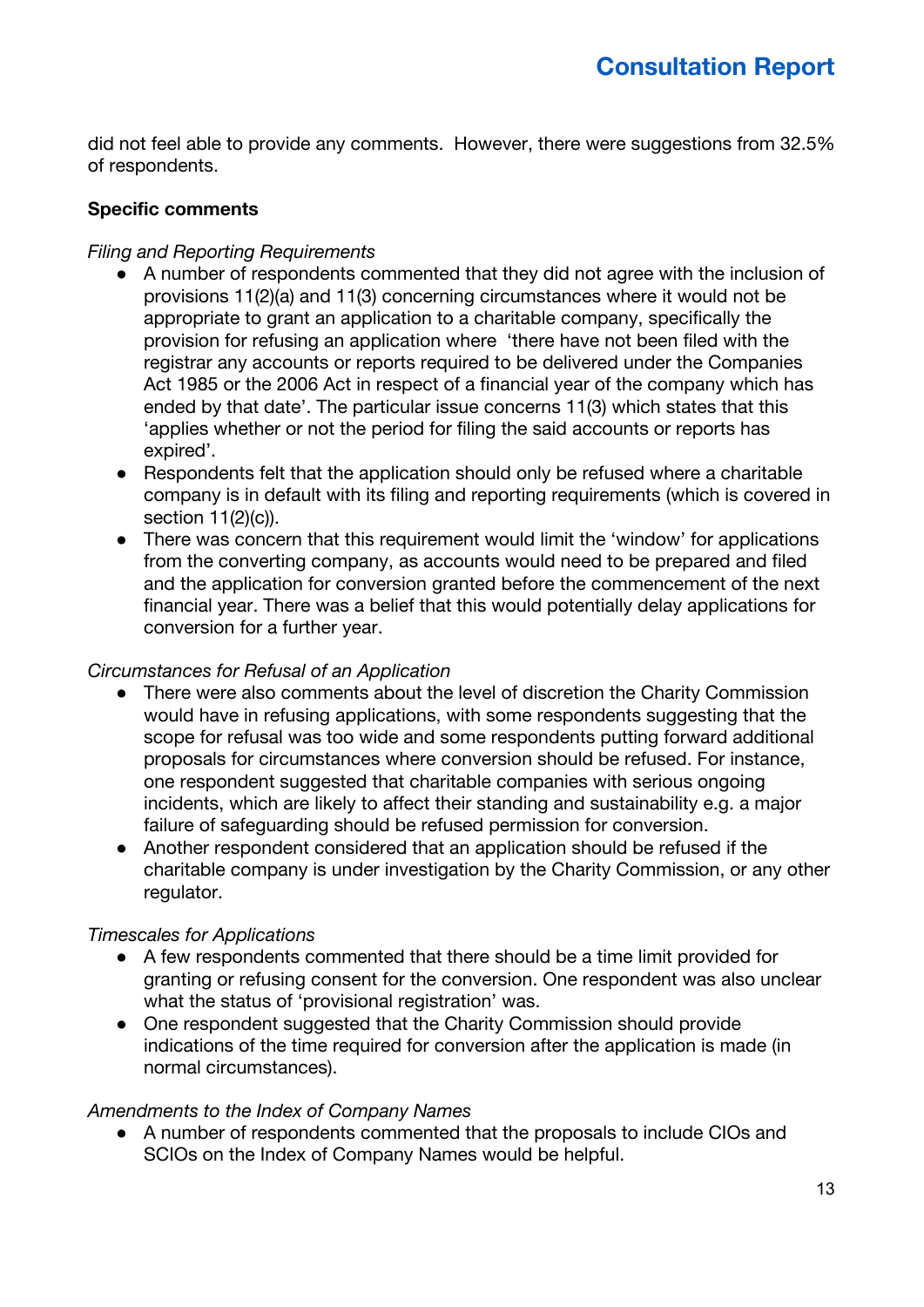did not feel able to provide any comments.  However, there were suggestions from 32.5% of respondents.

**Specific comments**

*Filing and Reporting Requirements*

- A number of respondents commented that they did not agree with the inclusion of provisions 11(2)(a) and 11(3) concerning circumstances where it would not be appropriate to grant an application to a charitable company, specifically the provision for refusing an application where  'there have not been filed with the registrar any accounts or reports required to be delivered under the Companies Act 1985 or the 2006 Act in respect of a financial year of the company which has ended by that date'. The particular issue concerns 11(3) which states that this 'applies whether or not the period for filing the said accounts or reports has expired'.
- Respondents felt that the application should only be refused where a charitable company is in default with its filing and reporting requirements (which is covered in section 11(2)(c)).
- There was concern that this requirement would limit the 'window' for applications from the converting company, as accounts would need to be prepared and filed and the application for conversion granted before the commencement of the next financial year. There was a belief that this would potentially delay applications for conversion for a further year.

*Circumstances for Refusal of an Application*

- There were also comments about the level of discretion the Charity Commission would have in refusing applications, with some respondents suggesting that the scope for refusal was too wide and some respondents putting forward additional proposals for circumstances where conversion should be refused. For instance, one respondent suggested that charitable companies with serious ongoing incidents, which are likely to affect their standing and sustainability e.g. a major failure of safeguarding should be refused permission for conversion.
- Another respondent considered that an application should be refused if the charitable company is under investigation by the Charity Commission, or any other regulator.

*Timescales for Applications*

- A few respondents commented that there should be a time limit provided for granting or refusing consent for the conversion. One respondent was also unclear what the status of 'provisional registration' was.
- One respondent suggested that the Charity Commission should provide indications of the time required for conversion after the application is made (in normal circumstances).

*Amendments to the Index of Company Names*

- A number of respondents commented that the proposals to include CIOs and SCIOs on the Index of Company Names would be helpful.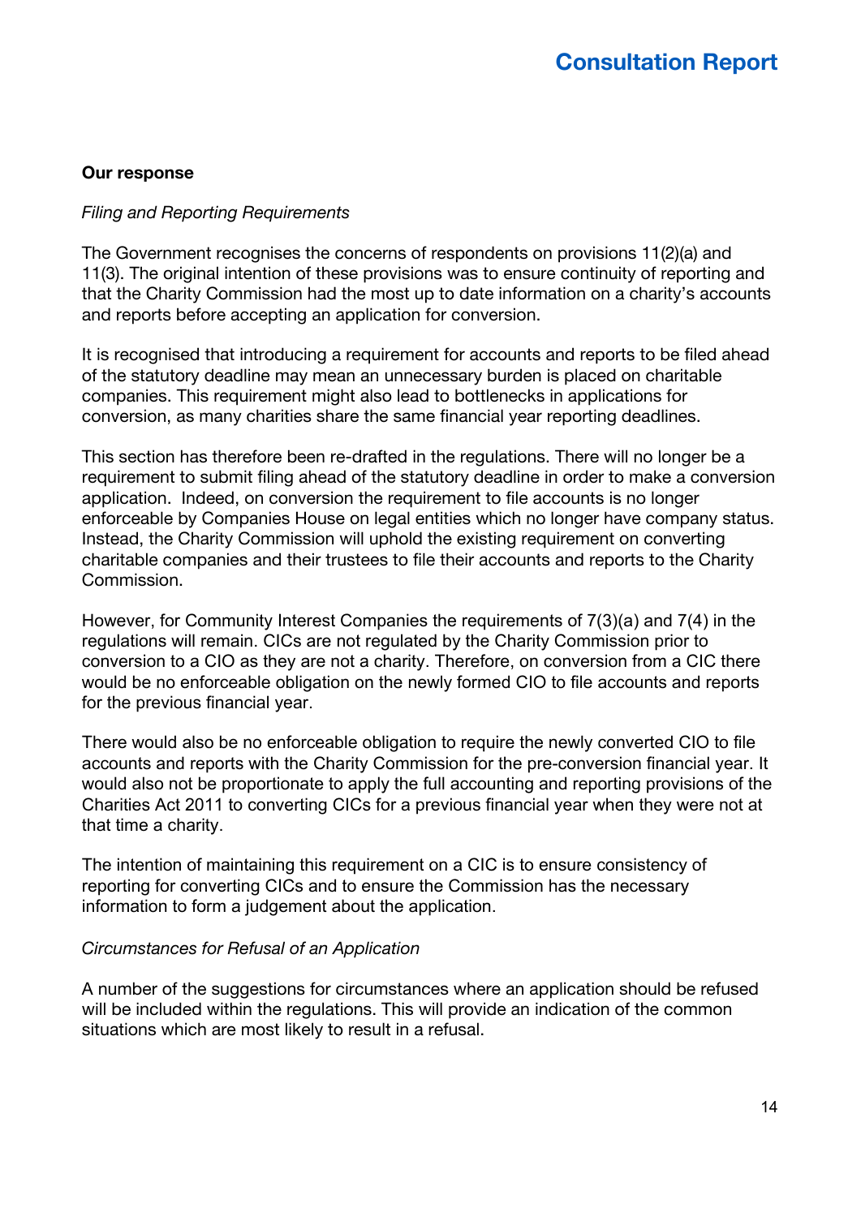**Our response**

*Filing and Reporting Requirements*

The Government recognises the concerns of respondents on provisions 11(2)(a) and 11(3). The original intention of these provisions was to ensure continuity of reporting and that the Charity Commission had the most up to date information on a charity's accounts and reports before accepting an application for conversion.

It is recognised that introducing a requirement for accounts and reports to be filed ahead of the statutory deadline may mean an unnecessary burden is placed on charitable companies. This requirement might also lead to bottlenecks in applications for conversion, as many charities share the same financial year reporting deadlines.

This section has therefore been re-drafted in the regulations. There will no longer be a requirement to submit filing ahead of the statutory deadline in order to make a conversion application. Indeed, on conversion the requirement to file accounts is no longer enforceable by Companies House on legal entities which no longer have company status. Instead, the Charity Commission will uphold the existing requirement on converting charitable companies and their trustees to file their accounts and reports to the Charity Commission.

However, for Community Interest Companies the requirements of 7(3)(a) and 7(4) in the regulations will remain. CICs are not regulated by the Charity Commission prior to conversion to a CIO as they are not a charity. Therefore, on conversion from a CIC there would be no enforceable obligation on the newly formed CIO to file accounts and reports for the previous financial year.

There would also be no enforceable obligation to require the newly converted CIO to file accounts and reports with the Charity Commission for the pre-conversion financial year. It would also not be proportionate to apply the full accounting and reporting provisions of the Charities Act 2011 to converting CICs for a previous financial year when they were not at that time a charity.

The intention of maintaining this requirement on a CIC is to ensure consistency of reporting for converting CICs and to ensure the Commission has the necessary information to form a judgement about the application.

*Circumstances for Refusal of an Application*

A number of the suggestions for circumstances where an application should be refused will be included within the regulations. This will provide an indication of the common situations which are most likely to result in a refusal.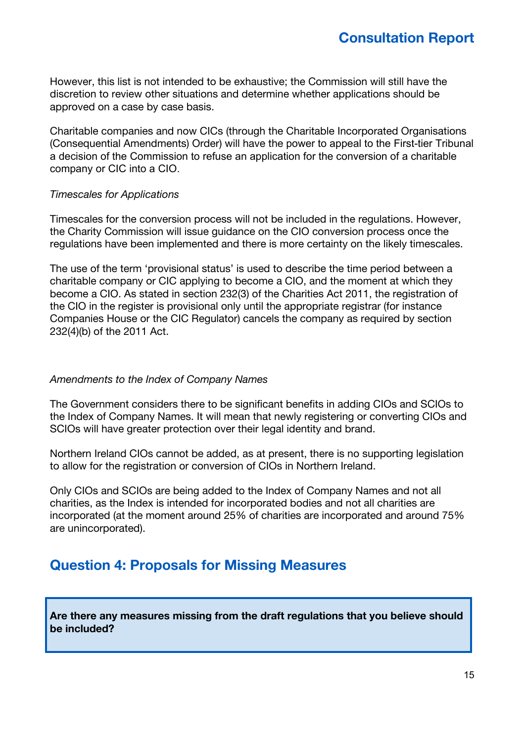However, this list is not intended to be exhaustive; the Commission will still have the discretion to review other situations and determine whether applications should be approved on a case by case basis.

Charitable companies and now CICs (through the Charitable Incorporated Organisations (Consequential Amendments) Order) will have the power to appeal to the First-tier Tribunal a decision of the Commission to refuse an application for the conversion of a charitable company or CIC into a CIO.

*Timescales for Applications*

Timescales for the conversion process will not be included in the regulations. However, the Charity Commission will issue guidance on the CIO conversion process once the regulations have been implemented and there is more certainty on the likely timescales.

The use of the term 'provisional status' is used to describe the time period between a charitable company or CIC applying to become a CIO, and the moment at which they become a CIO. As stated in section 232(3) of the Charities Act 2011, the registration of the CIO in the register is provisional only until the appropriate registrar (for instance Companies House or the CIC Regulator) cancels the company as required by section 232(4)(b) of the 2011 Act.

*Amendments to the Index of Company Names*

The Government considers there to be significant benefits in adding CIOs and SCIOs to the Index of Company Names. It will mean that newly registering or converting CIOs and SCIOs will have greater protection over their legal identity and brand.

Northern Ireland CIOs cannot be added, as at present, there is no supporting legislation to allow for the registration or conversion of CIOs in Northern Ireland.

Only CIOs and SCIOs are being added to the Index of Company Names and not all charities, as the Index is intended for incorporated bodies and not all charities are incorporated (at the moment around 25% of charities are incorporated and around 75% are unincorporated).

## Question 4: Proposals for Missing Measures

**Are there any measures missing from the draft regulations that you believe should be included?**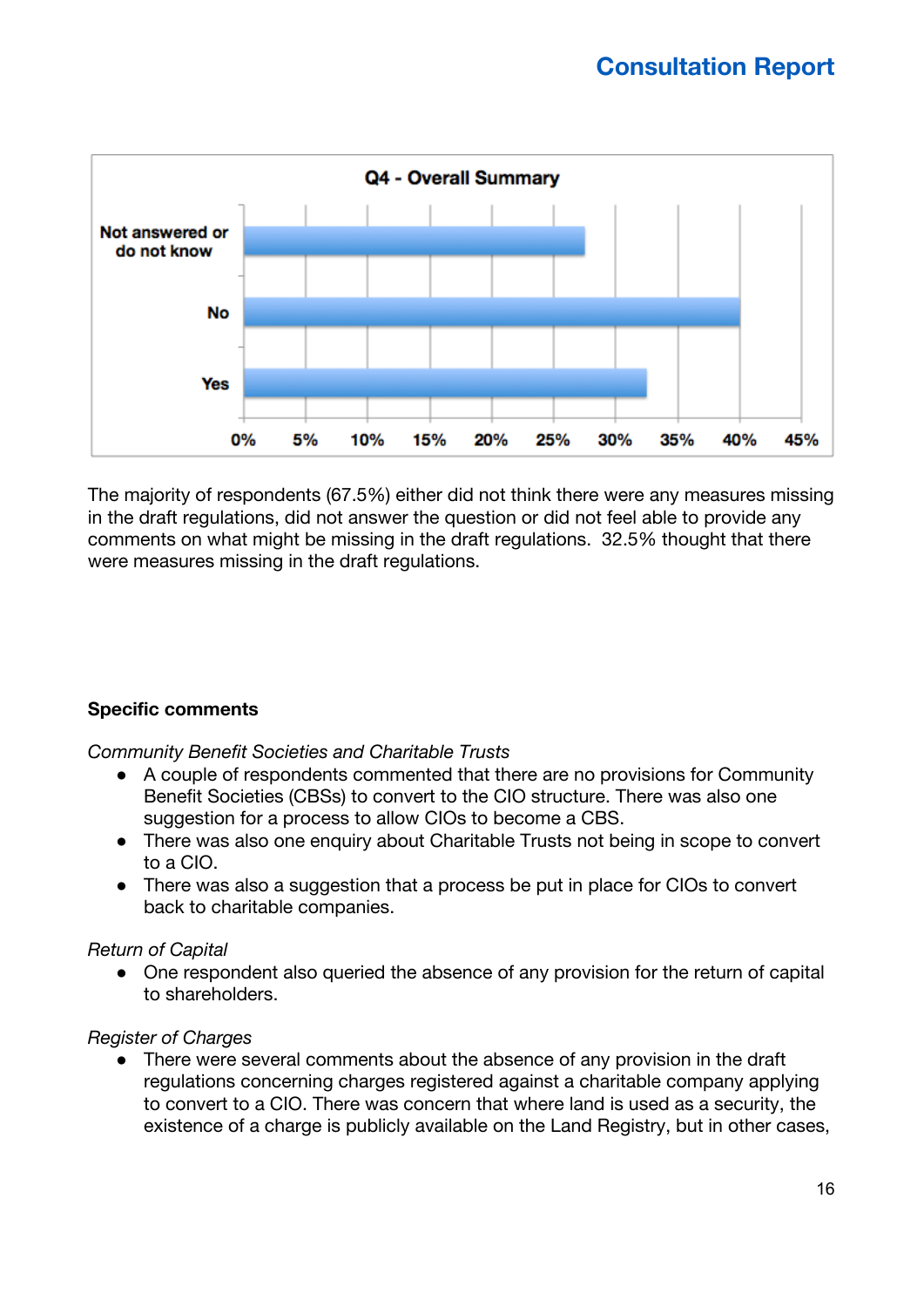**Q4 - Overall Summary**

| Response | Percentage |
| --- | --- |
| Not answered or do not know | ~27.5% |
| No | ~40% |
| Yes | ~32.5% |

The majority of respondents (67.5%) either did not think there were any measures missing in the draft regulations, did not answer the question or did not feel able to provide any comments on what might be missing in the draft regulations. 32.5% thought that there were measures missing in the draft regulations.

**Specific comments**

*Community Benefit Societies and Charitable Trusts*

- A couple of respondents commented that there are no provisions for Community Benefit Societies (CBSs) to convert to the CIO structure. There was also one suggestion for a process to allow CIOs to become a CBS.
- There was also one enquiry about Charitable Trusts not being in scope to convert to a CIO.
- There was also a suggestion that a process be put in place for CIOs to convert back to charitable companies.

*Return of Capital*

- One respondent also queried the absence of any provision for the return of capital to shareholders.

*Register of Charges*

- There were several comments about the absence of any provision in the draft regulations concerning charges registered against a charitable company applying to convert to a CIO. There was concern that where land is used as a security, the existence of a charge is publicly available on the Land Registry, but in other cases,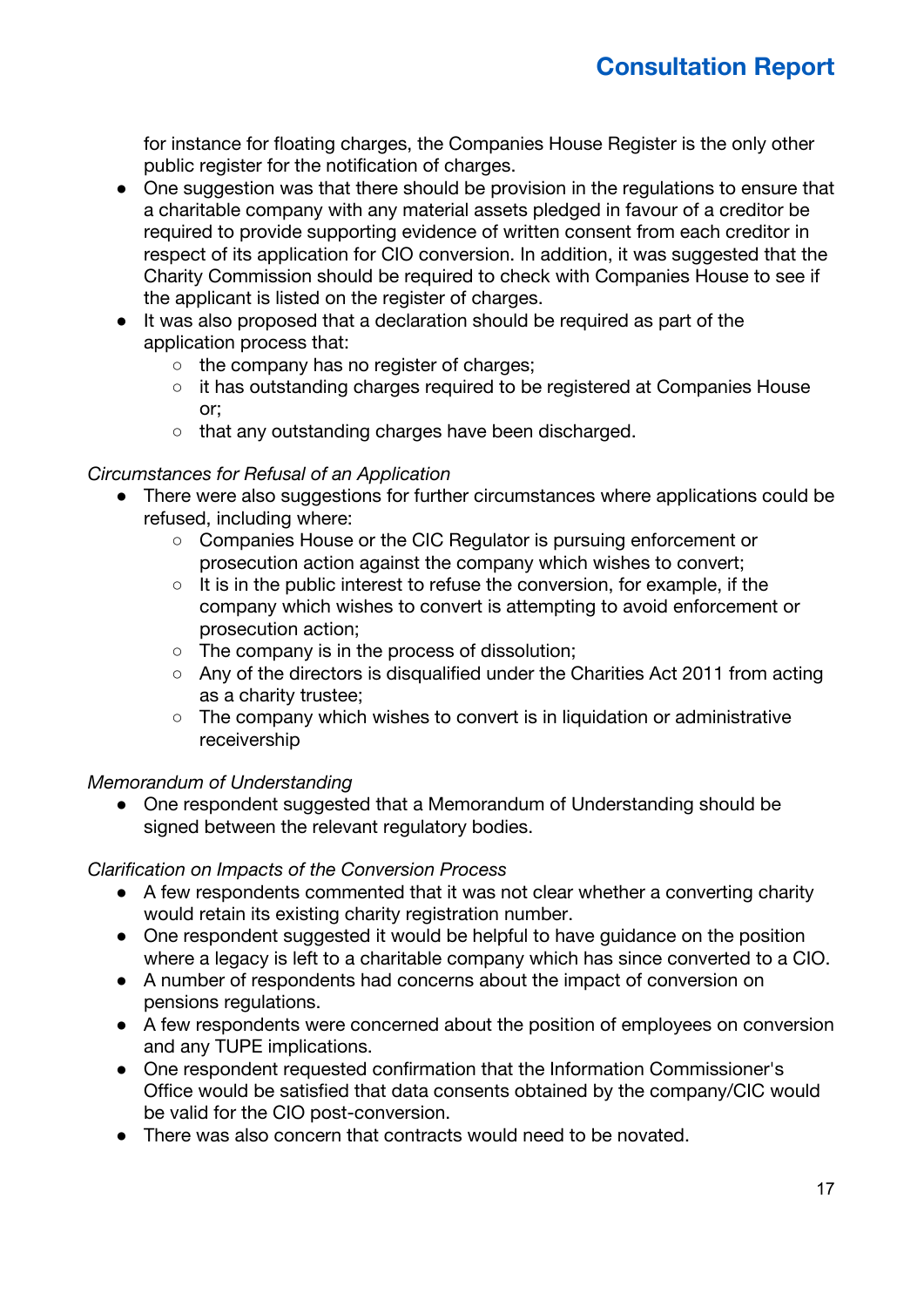for instance for floating charges, the Companies House Register is the only other public register for the notification of charges.

- One suggestion was that there should be provision in the regulations to ensure that a charitable company with any material assets pledged in favour of a creditor be required to provide supporting evidence of written consent from each creditor in respect of its application for CIO conversion. In addition, it was suggested that the Charity Commission should be required to check with Companies House to see if the applicant is listed on the register of charges.
- It was also proposed that a declaration should be required as part of the application process that:
  - the company has no register of charges;
  - it has outstanding charges required to be registered at Companies House or;
  - that any outstanding charges have been discharged.

*Circumstances for Refusal of an Application*

- There were also suggestions for further circumstances where applications could be refused, including where:
  - Companies House or the CIC Regulator is pursuing enforcement or prosecution action against the company which wishes to convert;
  - It is in the public interest to refuse the conversion, for example, if the company which wishes to convert is attempting to avoid enforcement or prosecution action;
  - The company is in the process of dissolution;
  - Any of the directors is disqualified under the Charities Act 2011 from acting as a charity trustee;
  - The company which wishes to convert is in liquidation or administrative receivership

*Memorandum of Understanding*

- One respondent suggested that a Memorandum of Understanding should be signed between the relevant regulatory bodies.

*Clarification on Impacts of the Conversion Process*

- A few respondents commented that it was not clear whether a converting charity would retain its existing charity registration number.
- One respondent suggested it would be helpful to have guidance on the position where a legacy is left to a charitable company which has since converted to a CIO.
- A number of respondents had concerns about the impact of conversion on pensions regulations.
- A few respondents were concerned about the position of employees on conversion and any TUPE implications.
- One respondent requested confirmation that the Information Commissioner's Office would be satisfied that data consents obtained by the company/CIC would be valid for the CIO post-conversion.
- There was also concern that contracts would need to be novated.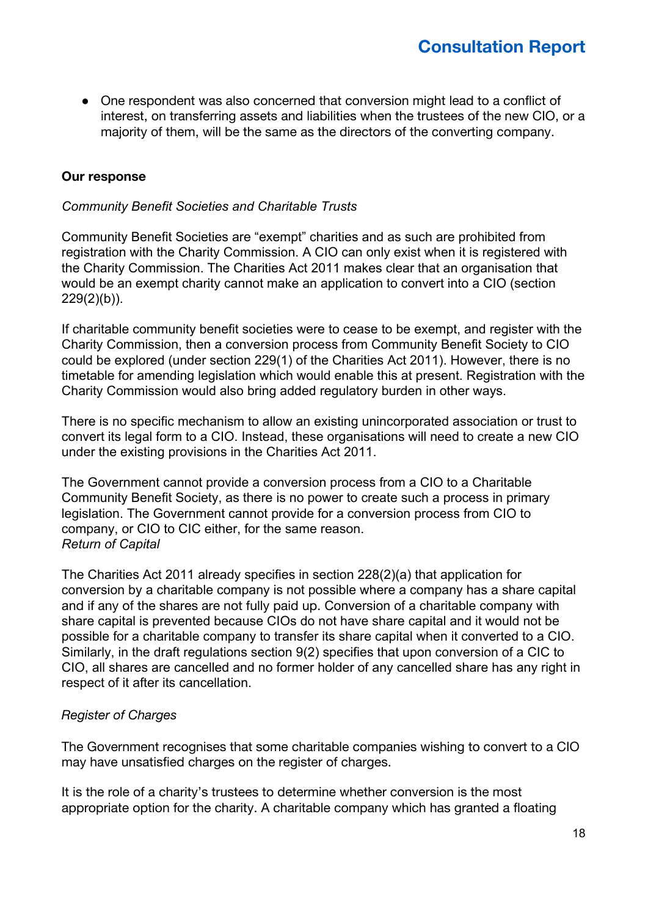- One respondent was also concerned that conversion might lead to a conflict of interest, on transferring assets and liabilities when the trustees of the new CIO, or a majority of them, will be the same as the directors of the converting company.

**Our response**

*Community Benefit Societies and Charitable Trusts*

Community Benefit Societies are "exempt" charities and as such are prohibited from registration with the Charity Commission. A CIO can only exist when it is registered with the Charity Commission. The Charities Act 2011 makes clear that an organisation that would be an exempt charity cannot make an application to convert into a CIO (section 229(2)(b)).

If charitable community benefit societies were to cease to be exempt, and register with the Charity Commission, then a conversion process from Community Benefit Society to CIO could be explored (under section 229(1) of the Charities Act 2011). However, there is no timetable for amending legislation which would enable this at present. Registration with the Charity Commission would also bring added regulatory burden in other ways.

There is no specific mechanism to allow an existing unincorporated association or trust to convert its legal form to a CIO. Instead, these organisations will need to create a new CIO under the existing provisions in the Charities Act 2011.

The Government cannot provide a conversion process from a CIO to a Charitable Community Benefit Society, as there is no power to create such a process in primary legislation. The Government cannot provide for a conversion process from CIO to company, or CIO to CIC either, for the same reason.

*Return of Capital*

The Charities Act 2011 already specifies in section 228(2)(a) that application for conversion by a charitable company is not possible where a company has a share capital and if any of the shares are not fully paid up. Conversion of a charitable company with share capital is prevented because CIOs do not have share capital and it would not be possible for a charitable company to transfer its share capital when it converted to a CIO. Similarly, in the draft regulations section 9(2) specifies that upon conversion of a CIC to CIO, all shares are cancelled and no former holder of any cancelled share has any right in respect of it after its cancellation.

*Register of Charges*

The Government recognises that some charitable companies wishing to convert to a CIO may have unsatisfied charges on the register of charges.

It is the role of a charity's trustees to determine whether conversion is the most appropriate option for the charity. A charitable company which has granted a floating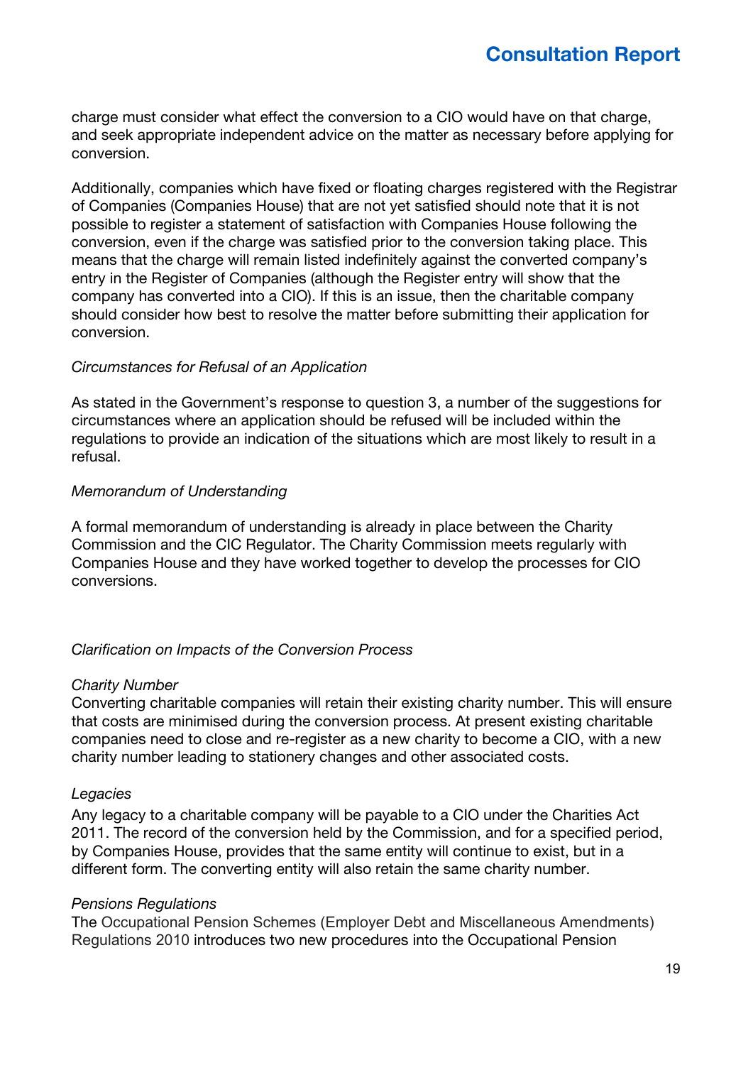charge must consider what effect the conversion to a CIO would have on that charge, and seek appropriate independent advice on the matter as necessary before applying for conversion.

Additionally, companies which have fixed or floating charges registered with the Registrar of Companies (Companies House) that are not yet satisfied should note that it is not possible to register a statement of satisfaction with Companies House following the conversion, even if the charge was satisfied prior to the conversion taking place. This means that the charge will remain listed indefinitely against the converted company's entry in the Register of Companies (although the Register entry will show that the company has converted into a CIO). If this is an issue, then the charitable company should consider how best to resolve the matter before submitting their application for conversion.

*Circumstances for Refusal of an Application*

As stated in the Government's response to question 3, a number of the suggestions for circumstances where an application should be refused will be included within the regulations to provide an indication of the situations which are most likely to result in a refusal.

*Memorandum of Understanding*

A formal memorandum of understanding is already in place between the Charity Commission and the CIC Regulator. The Charity Commission meets regularly with Companies House and they have worked together to develop the processes for CIO conversions.

*Clarification on Impacts of the Conversion Process*

*Charity Number*
Converting charitable companies will retain their existing charity number. This will ensure that costs are minimised during the conversion process. At present existing charitable companies need to close and re-register as a new charity to become a CIO, with a new charity number leading to stationery changes and other associated costs.

*Legacies*
Any legacy to a charitable company will be payable to a CIO under the Charities Act 2011. The record of the conversion held by the Commission, and for a specified period, by Companies House, provides that the same entity will continue to exist, but in a different form. The converting entity will also retain the same charity number.

*Pensions Regulations*
The Occupational Pension Schemes (Employer Debt and Miscellaneous Amendments) Regulations 2010 introduces two new procedures into the Occupational Pension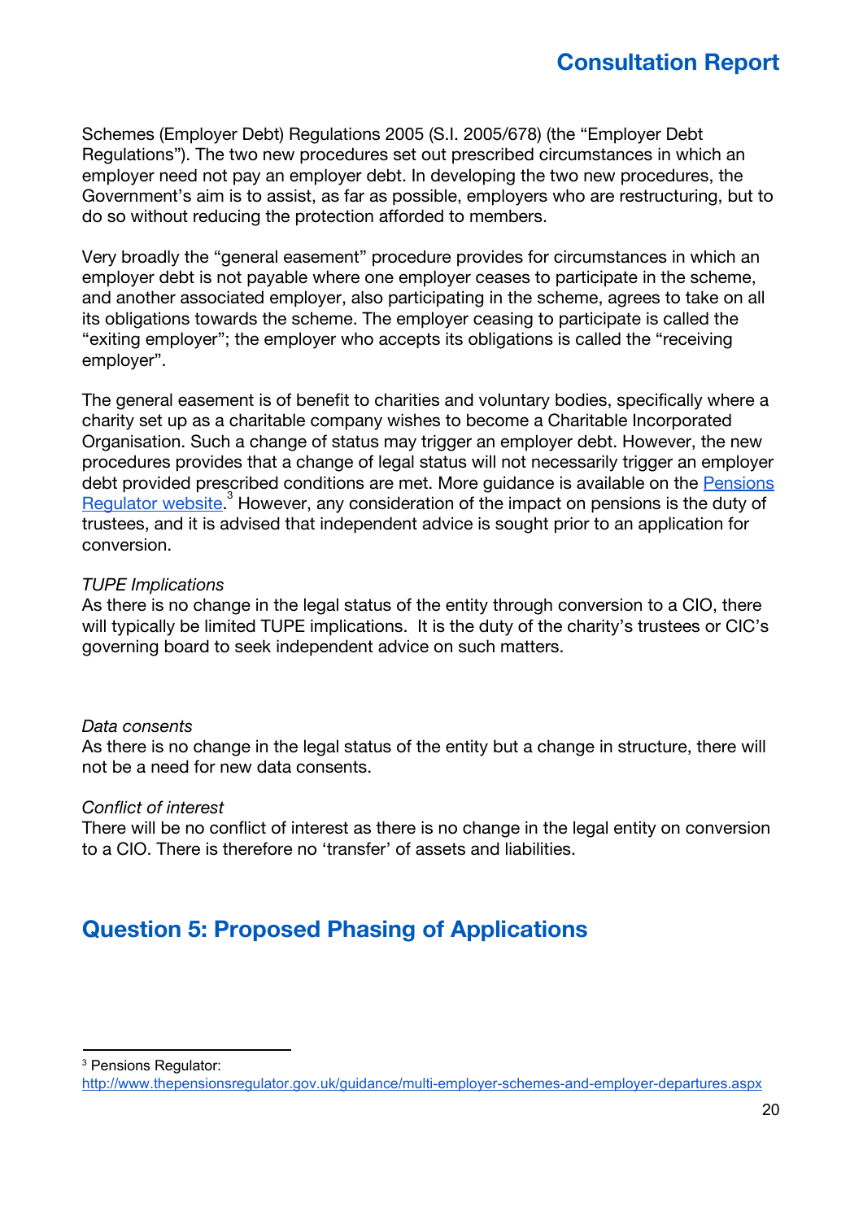Schemes (Employer Debt) Regulations 2005 (S.I. 2005/678) (the "Employer Debt Regulations"). The two new procedures set out prescribed circumstances in which an employer need not pay an employer debt. In developing the two new procedures, the Government's aim is to assist, as far as possible, employers who are restructuring, but to do so without reducing the protection afforded to members.

Very broadly the "general easement" procedure provides for circumstances in which an employer debt is not payable where one employer ceases to participate in the scheme, and another associated employer, also participating in the scheme, agrees to take on all its obligations towards the scheme. The employer ceasing to participate is called the "exiting employer"; the employer who accepts its obligations is called the "receiving employer".

The general easement is of benefit to charities and voluntary bodies, specifically where a charity set up as a charitable company wishes to become a Charitable Incorporated Organisation. Such a change of status may trigger an employer debt. However, the new procedures provides that a change of legal status will not necessarily trigger an employer debt provided prescribed conditions are met. More guidance is available on the [Pensions Regulator website](http://www.thepensionsregulator.gov.uk/guidance/multi-employer-schemes-and-employer-departures.aspx).[3] However, any consideration of the impact on pensions is the duty of trustees, and it is advised that independent advice is sought prior to an application for conversion.

*TUPE Implications*
As there is no change in the legal status of the entity through conversion to a CIO, there will typically be limited TUPE implications. It is the duty of the charity's trustees or CIC's governing board to seek independent advice on such matters.

*Data consents*
As there is no change in the legal status of the entity but a change in structure, there will not be a need for new data consents.

*Conflict of interest*
There will be no conflict of interest as there is no change in the legal entity on conversion to a CIO. There is therefore no 'transfer' of assets and liabilities.

## Question 5: Proposed Phasing of Applications

---

[3] Pensions Regulator: http://www.thepensionsregulator.gov.uk/guidance/multi-employer-schemes-and-employer-departures.aspx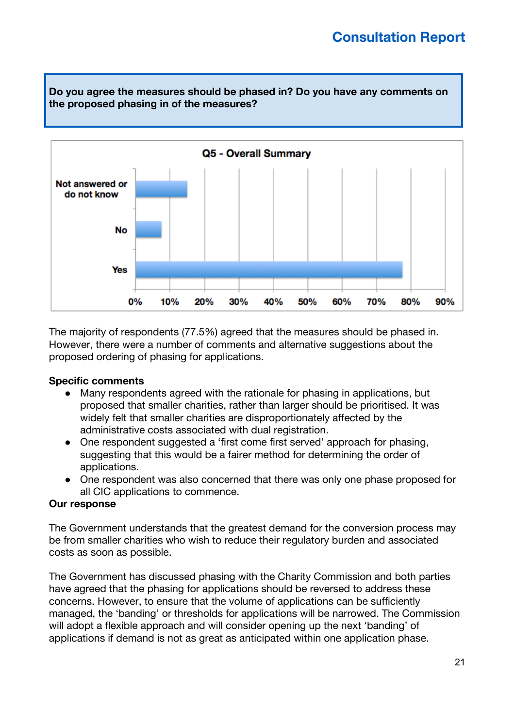**Do you agree the measures should be phased in? Do you have any comments on the proposed phasing in of the measures?**

**Q5 - Overall Summary**

| Response | Approximate % |
| --- | --- |
| Not answered or do not know | 15% |
| No | 7.5% |
| Yes | 77.5% |

The majority of respondents (77.5%) agreed that the measures should be phased in. However, there were a number of comments and alternative suggestions about the proposed ordering of phasing for applications.

**Specific comments**

- Many respondents agreed with the rationale for phasing in applications, but proposed that smaller charities, rather than larger should be prioritised. It was widely felt that smaller charities are disproportionately affected by the administrative costs associated with dual registration.
- One respondent suggested a 'first come first served' approach for phasing, suggesting that this would be a fairer method for determining the order of applications.
- One respondent was also concerned that there was only one phase proposed for all CIC applications to commence.

**Our response**

The Government understands that the greatest demand for the conversion process may be from smaller charities who wish to reduce their regulatory burden and associated costs as soon as possible.

The Government has discussed phasing with the Charity Commission and both parties have agreed that the phasing for applications should be reversed to address these concerns. However, to ensure that the volume of applications can be sufficiently managed, the 'banding' or thresholds for applications will be narrowed. The Commission will adopt a flexible approach and will consider opening up the next 'banding' of applications if demand is not as great as anticipated within one application phase.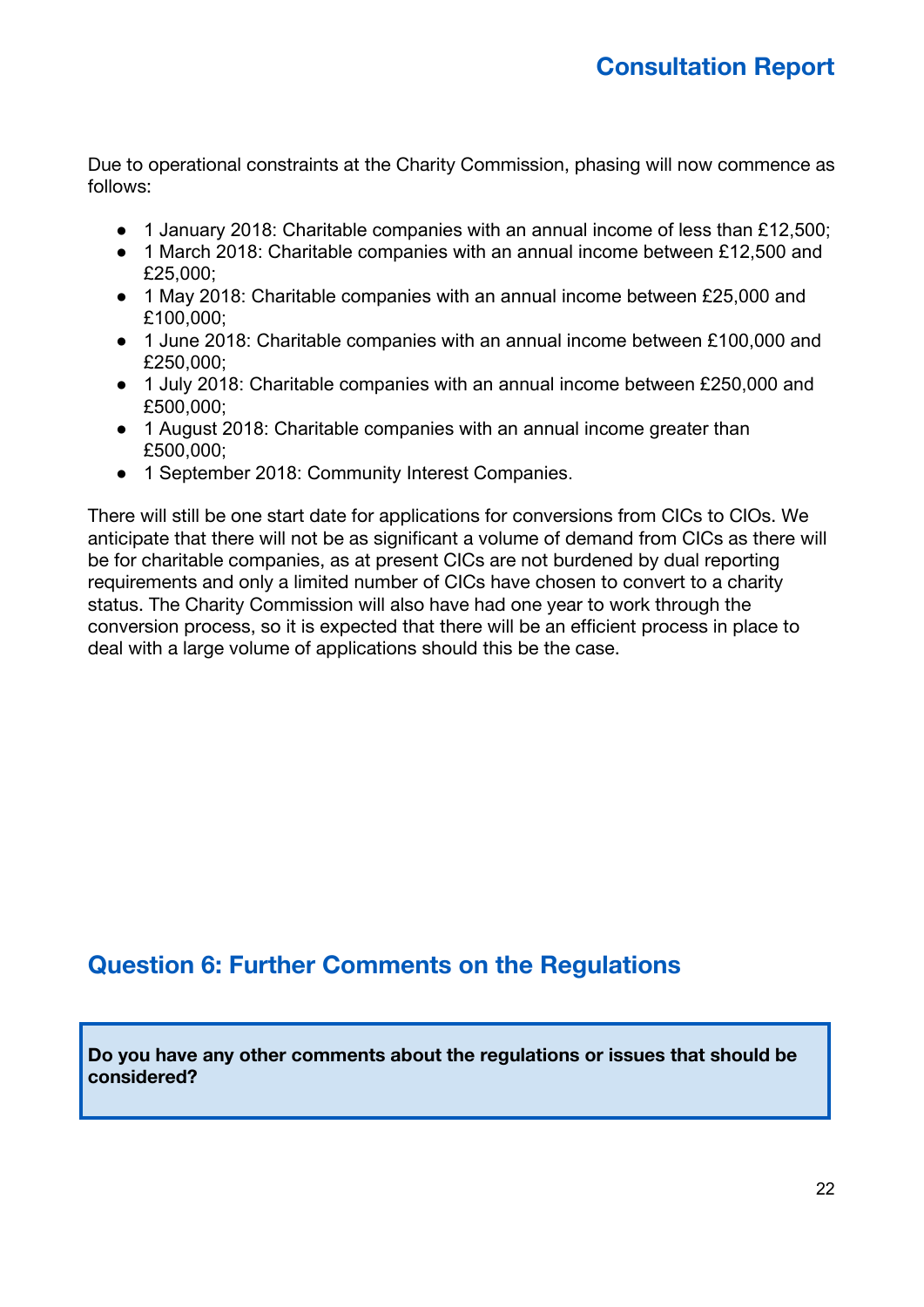Due to operational constraints at the Charity Commission, phasing will now commence as follows:

- 1 January 2018: Charitable companies with an annual income of less than £12,500;
- 1 March 2018: Charitable companies with an annual income between £12,500 and £25,000;
- 1 May 2018: Charitable companies with an annual income between £25,000 and £100,000;
- 1 June 2018: Charitable companies with an annual income between £100,000 and £250,000;
- 1 July 2018: Charitable companies with an annual income between £250,000 and £500,000;
- 1 August 2018: Charitable companies with an annual income greater than £500,000;
- 1 September 2018: Community Interest Companies.

There will still be one start date for applications for conversions from CICs to CIOs. We anticipate that there will not be as significant a volume of demand from CICs as there will be for charitable companies, as at present CICs are not burdened by dual reporting requirements and only a limited number of CICs have chosen to convert to a charity status. The Charity Commission will also have had one year to work through the conversion process, so it is expected that there will be an efficient process in place to deal with a large volume of applications should this be the case.

## Question 6: Further Comments on the Regulations

**Do you have any other comments about the regulations or issues that should be considered?**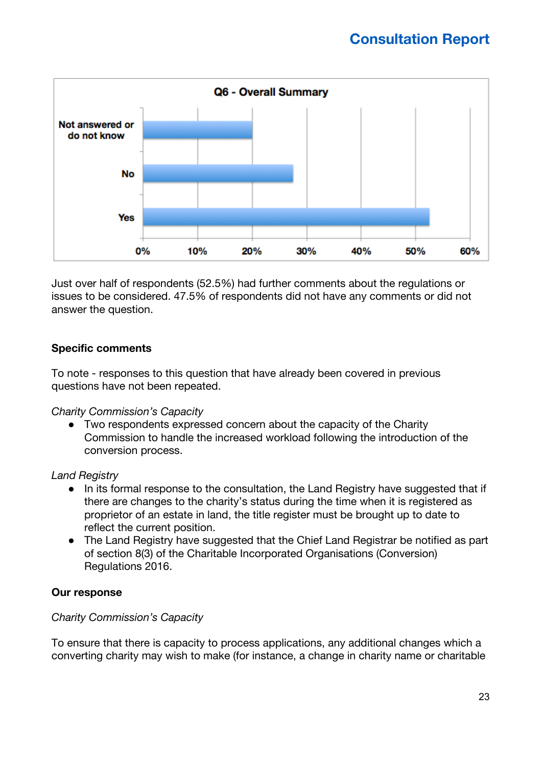**Q6 - Overall Summary**

Just over half of respondents (52.5%) had further comments about the regulations or issues to be considered. 47.5% of respondents did not have any comments or did not answer the question.

**Specific comments**

To note - responses to this question that have already been covered in previous questions have not been repeated.

*Charity Commission's Capacity*

- Two respondents expressed concern about the capacity of the Charity Commission to handle the increased workload following the introduction of the conversion process.

*Land Registry*

- In its formal response to the consultation, the Land Registry have suggested that if there are changes to the charity's status during the time when it is registered as proprietor of an estate in land, the title register must be brought up to date to reflect the current position.
- The Land Registry have suggested that the Chief Land Registrar be notified as part of section 8(3) of the Charitable Incorporated Organisations (Conversion) Regulations 2016.

**Our response**

*Charity Commission's Capacity*

To ensure that there is capacity to process applications, any additional changes which a converting charity may wish to make (for instance, a change in charity name or charitable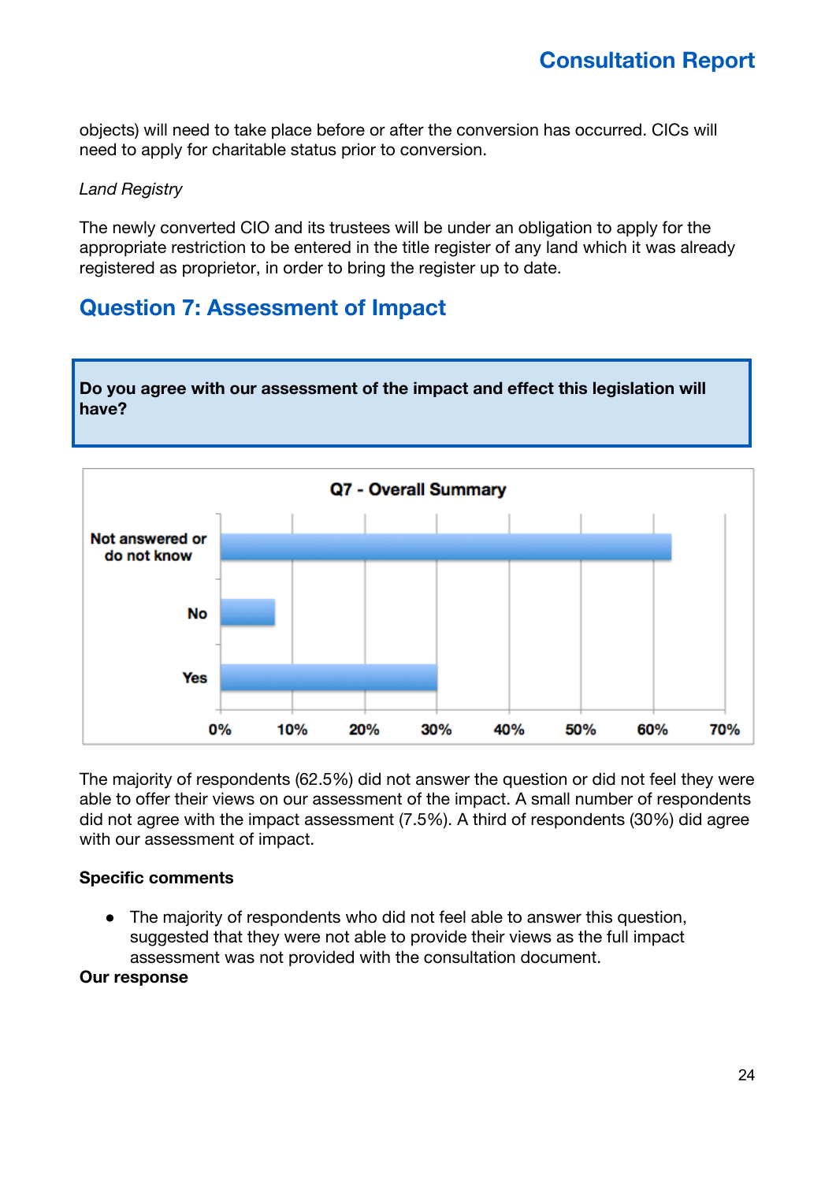objects) will need to take place before or after the conversion has occurred. CICs will need to apply for charitable status prior to conversion.

*Land Registry*

The newly converted CIO and its trustees will be under an obligation to apply for the appropriate restriction to be entered in the title register of any land which it was already registered as proprietor, in order to bring the register up to date.

## Question 7: Assessment of Impact

**Do you agree with our assessment of the impact and effect this legislation will have?**

**Q7 - Overall Summary**

| Response | Percentage |
|---|---|
| Not answered or do not know | 62.5% |
| No | 7.5% |
| Yes | 30% |

The majority of respondents (62.5%) did not answer the question or did not feel they were able to offer their views on our assessment of the impact. A small number of respondents did not agree with the impact assessment (7.5%). A third of respondents (30%) did agree with our assessment of impact.

**Specific comments**

- The majority of respondents who did not feel able to answer this question, suggested that they were not able to provide their views as the full impact assessment was not provided with the consultation document.

**Our response**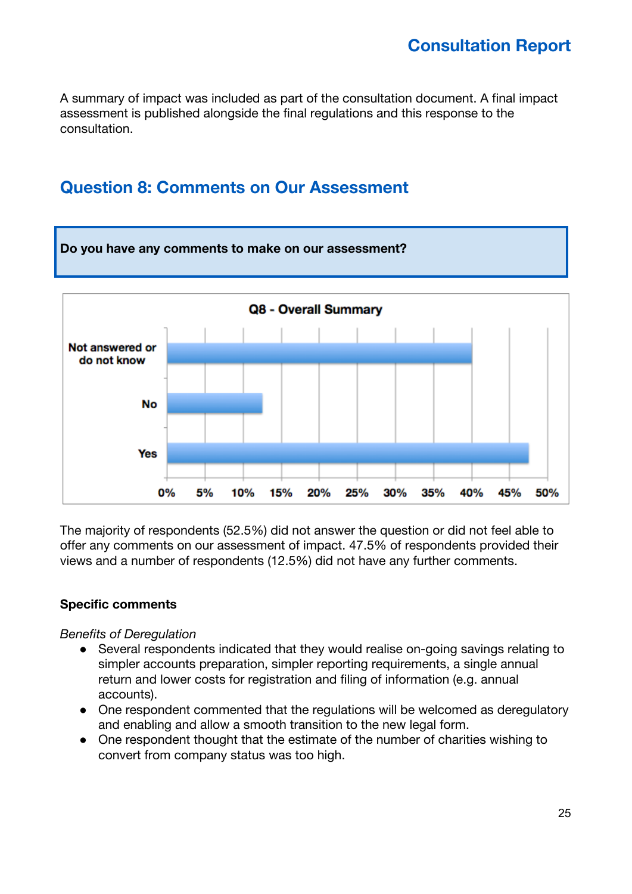A summary of impact was included as part of the consultation document. A final impact assessment is published alongside the final regulations and this response to the consultation.

## Question 8: Comments on Our Assessment

**Do you have any comments to make on our assessment?**

**Q8 - Overall Summary**

| Response | Percentage |
| --- | --- |
| Not answered or do not know | 40% |
| No | 12.5% |
| Yes | 47.5% |

The majority of respondents (52.5%) did not answer the question or did not feel able to offer any comments on our assessment of impact. 47.5% of respondents provided their views and a number of respondents (12.5%) did not have any further comments.

### Specific comments

*Benefits of Deregulation*

- Several respondents indicated that they would realise on-going savings relating to simpler accounts preparation, simpler reporting requirements, a single annual return and lower costs for registration and filing of information (e.g. annual accounts).
- One respondent commented that the regulations will be welcomed as deregulatory and enabling and allow a smooth transition to the new legal form.
- One respondent thought that the estimate of the number of charities wishing to convert from company status was too high.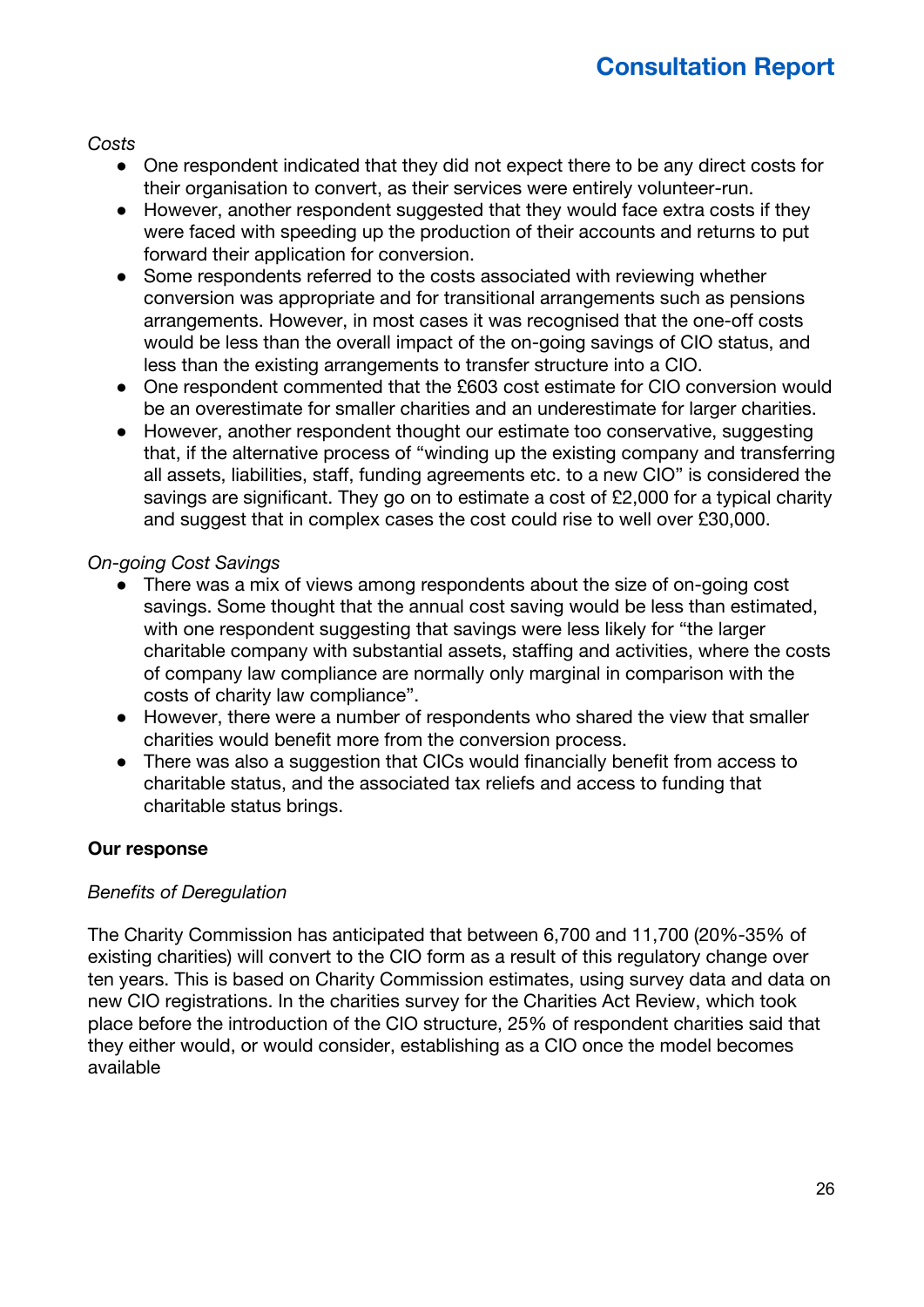*Costs*

- One respondent indicated that they did not expect there to be any direct costs for their organisation to convert, as their services were entirely volunteer-run.
- However, another respondent suggested that they would face extra costs if they were faced with speeding up the production of their accounts and returns to put forward their application for conversion.
- Some respondents referred to the costs associated with reviewing whether conversion was appropriate and for transitional arrangements such as pensions arrangements. However, in most cases it was recognised that the one-off costs would be less than the overall impact of the on-going savings of CIO status, and less than the existing arrangements to transfer structure into a CIO.
- One respondent commented that the £603 cost estimate for CIO conversion would be an overestimate for smaller charities and an underestimate for larger charities.
- However, another respondent thought our estimate too conservative, suggesting that, if the alternative process of "winding up the existing company and transferring all assets, liabilities, staff, funding agreements etc. to a new CIO" is considered the savings are significant. They go on to estimate a cost of £2,000 for a typical charity and suggest that in complex cases the cost could rise to well over £30,000.

*On-going Cost Savings*

- There was a mix of views among respondents about the size of on-going cost savings. Some thought that the annual cost saving would be less than estimated, with one respondent suggesting that savings were less likely for "the larger charitable company with substantial assets, staffing and activities, where the costs of company law compliance are normally only marginal in comparison with the costs of charity law compliance".
- However, there were a number of respondents who shared the view that smaller charities would benefit more from the conversion process.
- There was also a suggestion that CICs would financially benefit from access to charitable status, and the associated tax reliefs and access to funding that charitable status brings.

**Our response**

*Benefits of Deregulation*

The Charity Commission has anticipated that between 6,700 and 11,700 (20%-35% of existing charities) will convert to the CIO form as a result of this regulatory change over ten years. This is based on Charity Commission estimates, using survey data and data on new CIO registrations. In the charities survey for the Charities Act Review, which took place before the introduction of the CIO structure, 25% of respondent charities said that they either would, or would consider, establishing as a CIO once the model becomes available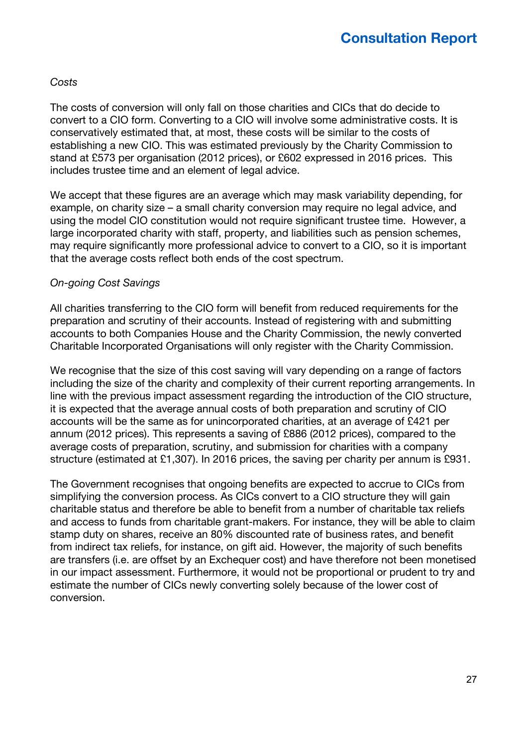*Costs*

The costs of conversion will only fall on those charities and CICs that do decide to convert to a CIO form. Converting to a CIO will involve some administrative costs. It is conservatively estimated that, at most, these costs will be similar to the costs of establishing a new CIO. This was estimated previously by the Charity Commission to stand at £573 per organisation (2012 prices), or £602 expressed in 2016 prices. This includes trustee time and an element of legal advice.

We accept that these figures are an average which may mask variability depending, for example, on charity size – a small charity conversion may require no legal advice, and using the model CIO constitution would not require significant trustee time. However, a large incorporated charity with staff, property, and liabilities such as pension schemes, may require significantly more professional advice to convert to a CIO, so it is important that the average costs reflect both ends of the cost spectrum.

*On-going Cost Savings*

All charities transferring to the CIO form will benefit from reduced requirements for the preparation and scrutiny of their accounts. Instead of registering with and submitting accounts to both Companies House and the Charity Commission, the newly converted Charitable Incorporated Organisations will only register with the Charity Commission.

We recognise that the size of this cost saving will vary depending on a range of factors including the size of the charity and complexity of their current reporting arrangements. In line with the previous impact assessment regarding the introduction of the CIO structure, it is expected that the average annual costs of both preparation and scrutiny of CIO accounts will be the same as for unincorporated charities, at an average of £421 per annum (2012 prices). This represents a saving of £886 (2012 prices), compared to the average costs of preparation, scrutiny, and submission for charities with a company structure (estimated at £1,307). In 2016 prices, the saving per charity per annum is £931.

The Government recognises that ongoing benefits are expected to accrue to CICs from simplifying the conversion process. As CICs convert to a CIO structure they will gain charitable status and therefore be able to benefit from a number of charitable tax reliefs and access to funds from charitable grant-makers. For instance, they will be able to claim stamp duty on shares, receive an 80% discounted rate of business rates, and benefit from indirect tax reliefs, for instance, on gift aid. However, the majority of such benefits are transfers (i.e. are offset by an Exchequer cost) and have therefore not been monetised in our impact assessment. Furthermore, it would not be proportional or prudent to try and estimate the number of CICs newly converting solely because of the lower cost of conversion.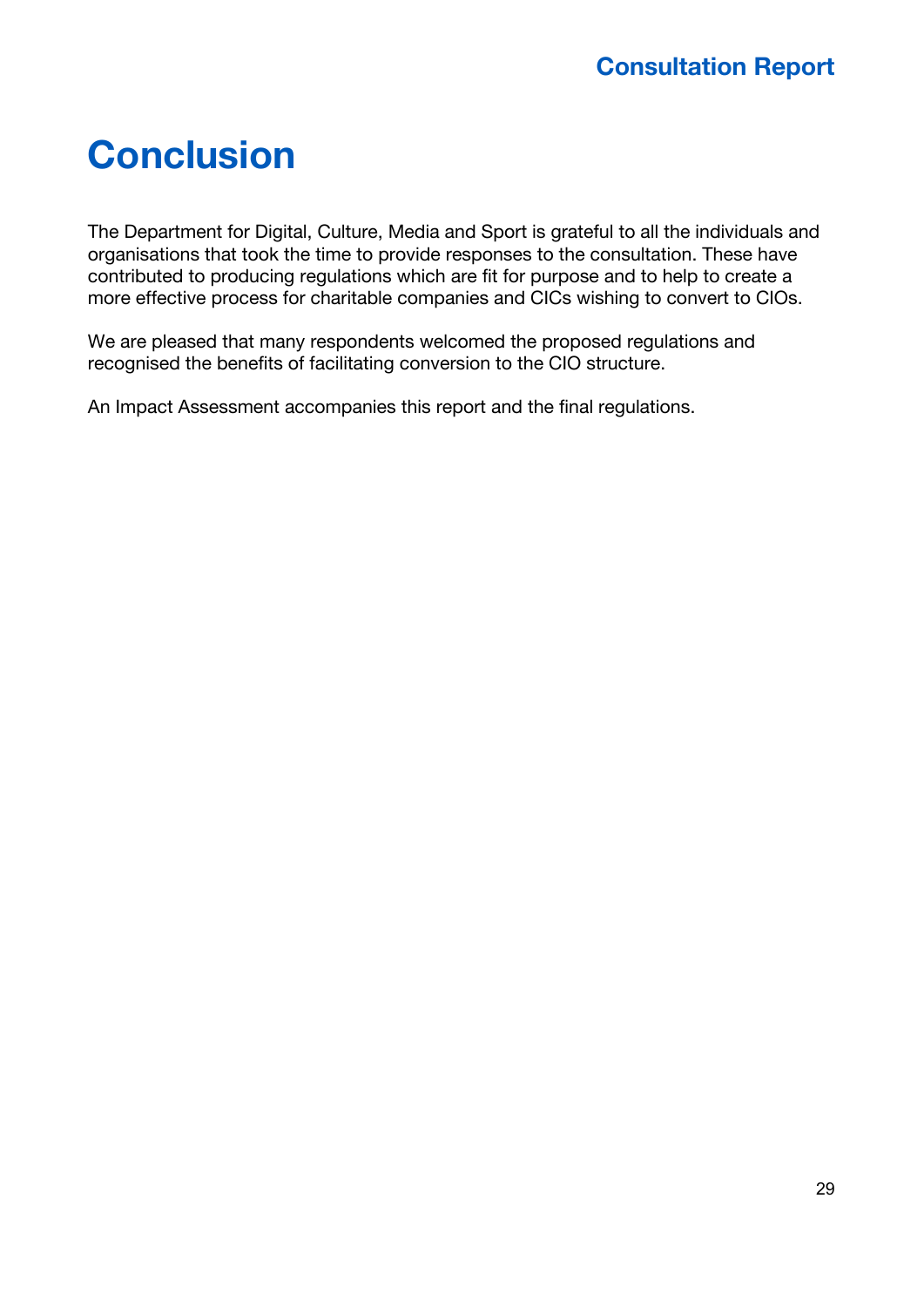# Conclusion

The Department for Digital, Culture, Media and Sport is grateful to all the individuals and organisations that took the time to provide responses to the consultation. These have contributed to producing regulations which are fit for purpose and to help to create a more effective process for charitable companies and CICs wishing to convert to CIOs.

We are pleased that many respondents welcomed the proposed regulations and recognised the benefits of facilitating conversion to the CIO structure.

An Impact Assessment accompanies this report and the final regulations.